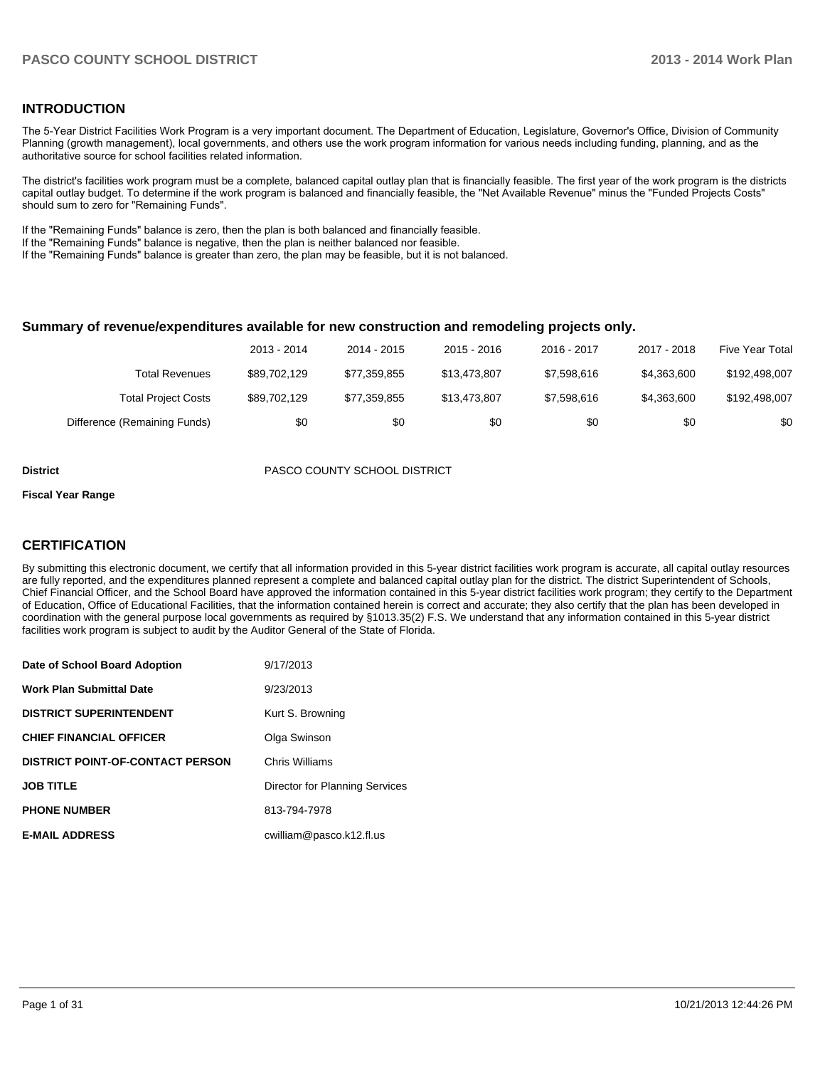## INTRODUCTION

The 5-Year District Facilities Work Program is a very important document. The Department of Education, Legislature, Governor's Office, Division of Community Planning (growth management), local governments, and others use the work program information for various needs including funding, planning, and as the authoritative source for school facilities related information.

The district's facilities work program must be a complete, balanced capital outlay plan that is financially feasible. The first year of the work program is the districts capital outlay budget. To determine if the work program is balanced and financially feasible, the "Net Available Revenue" minus the "Funded Projects Costs" should sum to zero for "Remaining Funds".

If the "Remaining Funds" balance is zero, then the plan is both balanced and financially feasible.
If the "Remaining Funds" balance is negative, then the plan is neither balanced nor feasible.
If the "Remaining Funds" balance is greater than zero, the plan may be feasible, but it is not balanced.

### Summary of revenue/expenditures available for new construction and remodeling projects only.

| | 2013 - 2014 | 2014 - 2015 | 2015 - 2016 | 2016 - 2017 | 2017 - 2018 | Five Year Total |
|---|---|---|---|---|---|---|
| Total Revenues | $89,702,129 | $77,359,855 | $13,473,807 | $7,598,616 | $4,363,600 | $192,498,007 |
| Total Project Costs | $89,702,129 | $77,359,855 | $13,473,807 | $7,598,616 | $4,363,600 | $192,498,007 |
| Difference (Remaining Funds) | $0 | $0 | $0 | $0 | $0 | $0 |

**District** PASCO COUNTY SCHOOL DISTRICT

**Fiscal Year Range**

## CERTIFICATION

By submitting this electronic document, we certify that all information provided in this 5-year district facilities work program is accurate, all capital outlay resources are fully reported, and the expenditures planned represent a complete and balanced capital outlay plan for the district. The district Superintendent of Schools, Chief Financial Officer, and the School Board have approved the information contained in this 5-year district facilities work program; they certify to the Department of Education, Office of Educational Facilities, that the information contained herein is correct and accurate; they also certify that the plan has been developed in coordination with the general purpose local governments as required by §1013.35(2) F.S. We understand that any information contained in this 5-year district facilities work program is subject to audit by the Auditor General of the State of Florida.

| | |
|---|---|
| **Date of School Board Adoption** | 9/17/2013 |
| **Work Plan Submittal Date** | 9/23/2013 |
| **DISTRICT SUPERINTENDENT** | Kurt S. Browning |
| **CHIEF FINANCIAL OFFICER** | Olga Swinson |
| **DISTRICT POINT-OF-CONTACT PERSON** | Chris Williams |
| **JOB TITLE** | Director for Planning Services |
| **PHONE NUMBER** | 813-794-7978 |
| **E-MAIL ADDRESS** | cwilliam@pasco.k12.fl.us |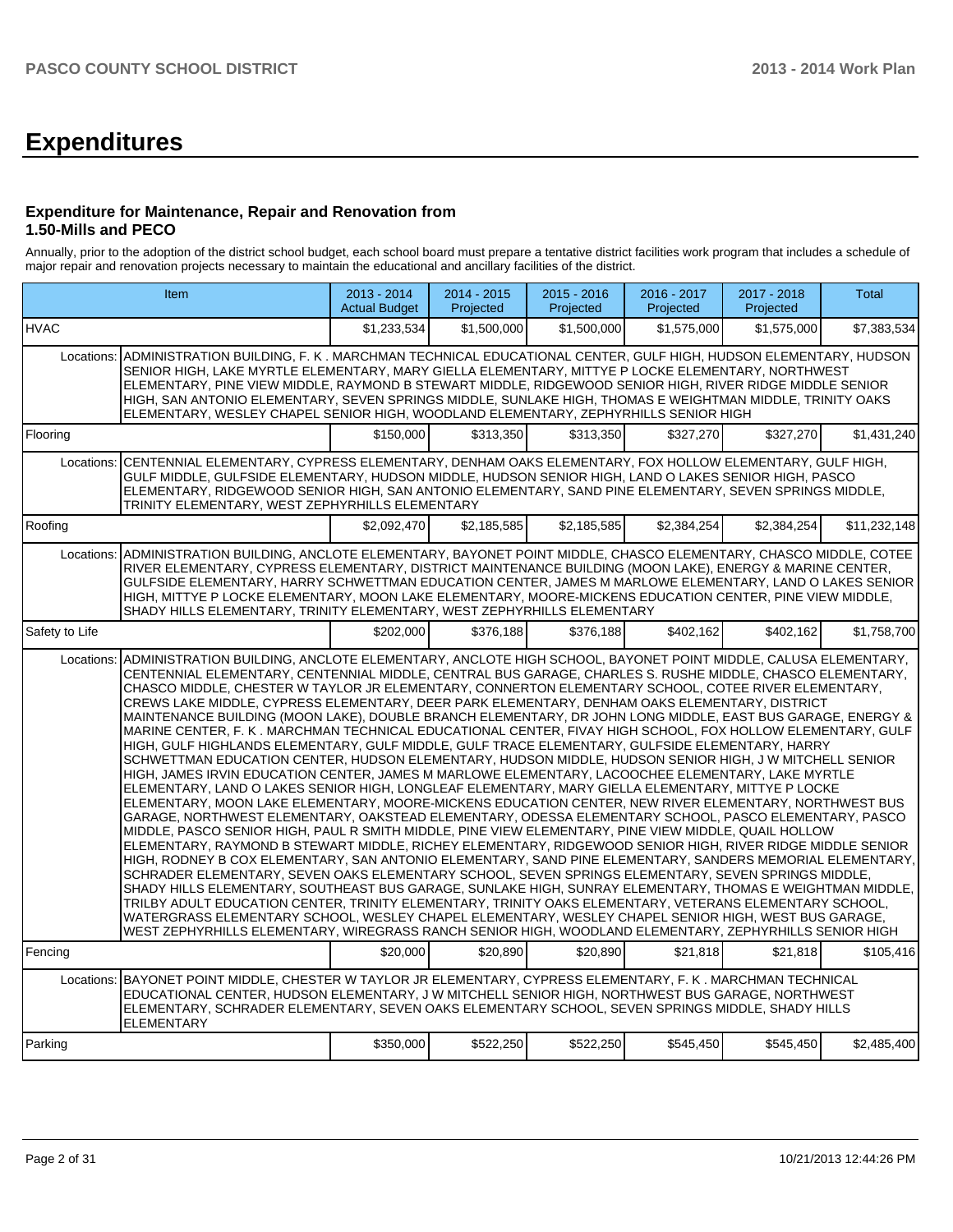# Expenditures

### Expenditure for Maintenance, Repair and Renovation from 1.50-Mills and PECO

Annually, prior to the adoption of the district school budget, each school board must prepare a tentative district facilities work program that includes a schedule of major repair and renovation projects necessary to maintain the educational and ancillary facilities of the district.

| Item | | 2013 - 2014 Actual Budget | 2014 - 2015 Projected | 2015 - 2016 Projected | 2016 - 2017 Projected | 2017 - 2018 Projected | Total |
|---|---|---|---|---|---|---|---|
| HVAC | | $1,233,534 | $1,500,000 | $1,500,000 | $1,575,000 | $1,575,000 | $7,383,534 |
| Locations: | ADMINISTRATION BUILDING, F. K . MARCHMAN TECHNICAL EDUCATIONAL CENTER, GULF HIGH, HUDSON ELEMENTARY, HUDSON SENIOR HIGH, LAKE MYRTLE ELEMENTARY, MARY GIELLA ELEMENTARY, MITTYE P LOCKE ELEMENTARY, NORTHWEST ELEMENTARY, PINE VIEW MIDDLE, RAYMOND B STEWART MIDDLE, RIDGEWOOD SENIOR HIGH, RIVER RIDGE MIDDLE SENIOR HIGH, SAN ANTONIO ELEMENTARY, SEVEN SPRINGS MIDDLE, SUNLAKE HIGH, THOMAS E WEIGHTMAN MIDDLE, TRINITY OAKS ELEMENTARY, WESLEY CHAPEL SENIOR HIGH, WOODLAND ELEMENTARY, ZEPHYRHILLS SENIOR HIGH | | | | | | |
| Flooring | | $150,000 | $313,350 | $313,350 | $327,270 | $327,270 | $1,431,240 |
| Locations: | CENTENNIAL ELEMENTARY, CYPRESS ELEMENTARY, DENHAM OAKS ELEMENTARY, FOX HOLLOW ELEMENTARY, GULF HIGH, GULF MIDDLE, GULFSIDE ELEMENTARY, HUDSON MIDDLE, HUDSON SENIOR HIGH, LAND O LAKES SENIOR HIGH, PASCO ELEMENTARY, RIDGEWOOD SENIOR HIGH, SAN ANTONIO ELEMENTARY, SAND PINE ELEMENTARY, SEVEN SPRINGS MIDDLE, TRINITY ELEMENTARY, WEST ZEPHYRHILLS ELEMENTARY | | | | | | |
| Roofing | | $2,092,470 | $2,185,585 | $2,185,585 | $2,384,254 | $2,384,254 | $11,232,148 |
| Locations: | ADMINISTRATION BUILDING, ANCLOTE ELEMENTARY, BAYONET POINT MIDDLE, CHASCO ELEMENTARY, CHASCO MIDDLE, COTEE RIVER ELEMENTARY, CYPRESS ELEMENTARY, DISTRICT MAINTENANCE BUILDING (MOON LAKE), ENERGY & MARINE CENTER, GULFSIDE ELEMENTARY, HARRY SCHWETTMAN EDUCATION CENTER, JAMES M MARLOWE ELEMENTARY, LAND O LAKES SENIOR HIGH, MITTYE P LOCKE ELEMENTARY, MOON LAKE ELEMENTARY, MOORE-MICKENS EDUCATION CENTER, PINE VIEW MIDDLE, SHADY HILLS ELEMENTARY, TRINITY ELEMENTARY, WEST ZEPHYRHILLS ELEMENTARY | | | | | | |
| Safety to Life | | $202,000 | $376,188 | $376,188 | $402,162 | $402,162 | $1,758,700 |
| Locations: | ADMINISTRATION BUILDING, ANCLOTE ELEMENTARY, ANCLOTE HIGH SCHOOL, BAYONET POINT MIDDLE, CALUSA ELEMENTARY, CENTENNIAL ELEMENTARY, CENTENNIAL MIDDLE, CENTRAL BUS GARAGE, CHARLES S. RUSHE MIDDLE, CHASCO ELEMENTARY, CHASCO MIDDLE, CHESTER W TAYLOR JR ELEMENTARY, CONNERTON ELEMENTARY SCHOOL, COTEE RIVER ELEMENTARY, CREWS LAKE MIDDLE, CYPRESS ELEMENTARY, DEER PARK ELEMENTARY, DENHAM OAKS ELEMENTARY, DISTRICT MAINTENANCE BUILDING (MOON LAKE), DOUBLE BRANCH ELEMENTARY, DR JOHN LONG MIDDLE, EAST BUS GARAGE, ENERGY & MARINE CENTER, F. K . MARCHMAN TECHNICAL EDUCATIONAL CENTER, FIVAY HIGH SCHOOL, FOX HOLLOW ELEMENTARY, GULF HIGH, GULF HIGHLANDS ELEMENTARY, GULF MIDDLE, GULF TRACE ELEMENTARY, GULFSIDE ELEMENTARY, HARRY SCHWETTMAN EDUCATION CENTER, HUDSON ELEMENTARY, HUDSON MIDDLE, HUDSON SENIOR HIGH, J W MITCHELL SENIOR HIGH, JAMES IRVIN EDUCATION CENTER, JAMES M MARLOWE ELEMENTARY, LACOOCHEE ELEMENTARY, LAKE MYRTLE ELEMENTARY, LAND O LAKES SENIOR HIGH, LONGLEAF ELEMENTARY, MARY GIELLA ELEMENTARY, MITTYE P LOCKE ELEMENTARY, MOON LAKE ELEMENTARY, MOORE-MICKENS EDUCATION CENTER, NEW RIVER ELEMENTARY, NORTHWEST BUS GARAGE, NORTHWEST ELEMENTARY, OAKSTEAD ELEMENTARY, ODESSA ELEMENTARY SCHOOL, PASCO ELEMENTARY, PASCO MIDDLE, PASCO SENIOR HIGH, PAUL R SMITH MIDDLE, PINE VIEW ELEMENTARY, PINE VIEW MIDDLE, QUAIL HOLLOW ELEMENTARY, RAYMOND B STEWART MIDDLE, RICHEY ELEMENTARY, RIDGEWOOD SENIOR HIGH, RIVER RIDGE MIDDLE SENIOR HIGH, RODNEY B COX ELEMENTARY, SAN ANTONIO ELEMENTARY, SAND PINE ELEMENTARY, SANDERS MEMORIAL ELEMENTARY, SCHRADER ELEMENTARY, SEVEN OAKS ELEMENTARY SCHOOL, SEVEN SPRINGS ELEMENTARY, SEVEN SPRINGS MIDDLE, SHADY HILLS ELEMENTARY, SOUTHEAST BUS GARAGE, SUNLAKE HIGH, SUNRAY ELEMENTARY, THOMAS E WEIGHTMAN MIDDLE, TRILBY ADULT EDUCATION CENTER, TRINITY ELEMENTARY, TRINITY OAKS ELEMENTARY, VETERANS ELEMENTARY SCHOOL, WATERGRASS ELEMENTARY SCHOOL, WESLEY CHAPEL ELEMENTARY, WESLEY CHAPEL SENIOR HIGH, WEST BUS GARAGE, WEST ZEPHYRHILLS ELEMENTARY, WIREGRASS RANCH SENIOR HIGH, WOODLAND ELEMENTARY, ZEPHYRHILLS SENIOR HIGH | | | | | | |
| Fencing | | $20,000 | $20,890 | $20,890 | $21,818 | $21,818 | $105,416 |
| Locations: | BAYONET POINT MIDDLE, CHESTER W TAYLOR JR ELEMENTARY, CYPRESS ELEMENTARY, F. K . MARCHMAN TECHNICAL EDUCATIONAL CENTER, HUDSON ELEMENTARY, J W MITCHELL SENIOR HIGH, NORTHWEST BUS GARAGE, NORTHWEST ELEMENTARY, SCHRADER ELEMENTARY, SEVEN OAKS ELEMENTARY SCHOOL, SEVEN SPRINGS MIDDLE, SHADY HILLS ELEMENTARY | | | | | | |
| Parking | | $350,000 | $522,250 | $522,250 | $545,450 | $545,450 | $2,485,400 |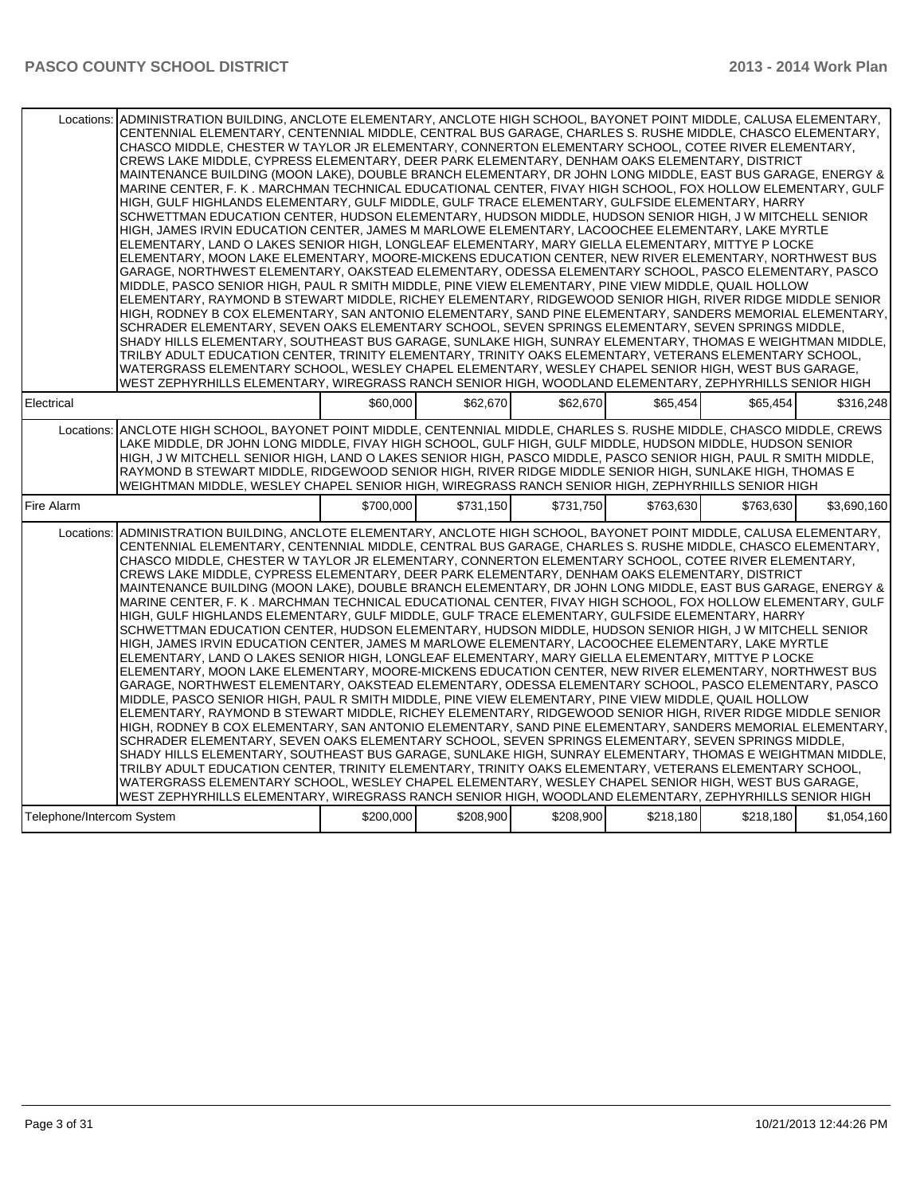| | | | | | | |
|---|---|---|---|---|---|---|
| Locations: | ADMINISTRATION BUILDING, ANCLOTE ELEMENTARY, ANCLOTE HIGH SCHOOL, BAYONET POINT MIDDLE, CALUSA ELEMENTARY, CENTENNIAL ELEMENTARY, CENTENNIAL MIDDLE, CENTRAL BUS GARAGE, CHARLES S. RUSHE MIDDLE, CHASCO ELEMENTARY, CHASCO MIDDLE, CHESTER W TAYLOR JR ELEMENTARY, CONNERTON ELEMENTARY SCHOOL, COTEE RIVER ELEMENTARY, CREWS LAKE MIDDLE, CYPRESS ELEMENTARY, DEER PARK ELEMENTARY, DENHAM OAKS ELEMENTARY, DISTRICT MAINTENANCE BUILDING (MOON LAKE), DOUBLE BRANCH ELEMENTARY, DR JOHN LONG MIDDLE, EAST BUS GARAGE, ENERGY & MARINE CENTER, F. K . MARCHMAN TECHNICAL EDUCATIONAL CENTER, FIVAY HIGH SCHOOL, FOX HOLLOW ELEMENTARY, GULF HIGH, GULF HIGHLANDS ELEMENTARY, GULF MIDDLE, GULF TRACE ELEMENTARY, GULFSIDE ELEMENTARY, HARRY SCHWETTMAN EDUCATION CENTER, HUDSON ELEMENTARY, HUDSON MIDDLE, HUDSON SENIOR HIGH, J W MITCHELL SENIOR HIGH, JAMES IRVIN EDUCATION CENTER, JAMES M MARLOWE ELEMENTARY, LACOOCHEE ELEMENTARY, LAKE MYRTLE ELEMENTARY, LAND O LAKES SENIOR HIGH, LONGLEAF ELEMENTARY, MARY GIELLA ELEMENTARY, MITTYE P LOCKE ELEMENTARY, MOON LAKE ELEMENTARY, MOORE-MICKENS EDUCATION CENTER, NEW RIVER ELEMENTARY, NORTHWEST BUS GARAGE, NORTHWEST ELEMENTARY, OAKSTEAD ELEMENTARY, ODESSA ELEMENTARY SCHOOL, PASCO ELEMENTARY, PASCO MIDDLE, PASCO SENIOR HIGH, PAUL R SMITH MIDDLE, PINE VIEW ELEMENTARY, PINE VIEW MIDDLE, QUAIL HOLLOW ELEMENTARY, RAYMOND B STEWART MIDDLE, RICHEY ELEMENTARY, RIDGEWOOD SENIOR HIGH, RIVER RIDGE MIDDLE SENIOR HIGH, RODNEY B COX ELEMENTARY, SAN ANTONIO ELEMENTARY, SAND PINE ELEMENTARY, SANDERS MEMORIAL ELEMENTARY, SCHRADER ELEMENTARY, SEVEN OAKS ELEMENTARY SCHOOL, SEVEN SPRINGS ELEMENTARY, SEVEN SPRINGS MIDDLE, SHADY HILLS ELEMENTARY, SOUTHEAST BUS GARAGE, SUNLAKE HIGH, SUNRAY ELEMENTARY, THOMAS E WEIGHTMAN MIDDLE, TRILBY ADULT EDUCATION CENTER, TRINITY ELEMENTARY, TRINITY OAKS ELEMENTARY, VETERANS ELEMENTARY SCHOOL, WATERGRASS ELEMENTARY SCHOOL, WESLEY CHAPEL ELEMENTARY, WESLEY CHAPEL SENIOR HIGH, WEST BUS GARAGE, WEST ZEPHYRHILLS ELEMENTARY, WIREGRASS RANCH SENIOR HIGH, WOODLAND ELEMENTARY, ZEPHYRHILLS SENIOR HIGH | | | | | |
| Electrical | | $60,000 | $62,670 | $62,670 | $65,454 | $65,454 | $316,248 |
| Locations: | ANCLOTE HIGH SCHOOL, BAYONET POINT MIDDLE, CENTENNIAL MIDDLE, CHARLES S. RUSHE MIDDLE, CHASCO MIDDLE, CREWS LAKE MIDDLE, DR JOHN LONG MIDDLE, FIVAY HIGH SCHOOL, GULF HIGH, GULF MIDDLE, HUDSON MIDDLE, HUDSON SENIOR HIGH, J W MITCHELL SENIOR HIGH, LAND O LAKES SENIOR HIGH, PASCO MIDDLE, PASCO SENIOR HIGH, PAUL R SMITH MIDDLE, RAYMOND B STEWART MIDDLE, RIDGEWOOD SENIOR HIGH, RIVER RIDGE MIDDLE SENIOR HIGH, SUNLAKE HIGH, THOMAS E WEIGHTMAN MIDDLE, WESLEY CHAPEL SENIOR HIGH, WIREGRASS RANCH SENIOR HIGH, ZEPHYRHILLS SENIOR HIGH | | | | | |
| Fire Alarm | | $700,000 | $731,150 | $731,750 | $763,630 | $763,630 | $3,690,160 |
| Locations: | ADMINISTRATION BUILDING, ANCLOTE ELEMENTARY, ANCLOTE HIGH SCHOOL, BAYONET POINT MIDDLE, CALUSA ELEMENTARY, CENTENNIAL ELEMENTARY, CENTENNIAL MIDDLE, CENTRAL BUS GARAGE, CHARLES S. RUSHE MIDDLE, CHASCO ELEMENTARY, CHASCO MIDDLE, CHESTER W TAYLOR JR ELEMENTARY, CONNERTON ELEMENTARY SCHOOL, COTEE RIVER ELEMENTARY, CREWS LAKE MIDDLE, CYPRESS ELEMENTARY, DEER PARK ELEMENTARY, DENHAM OAKS ELEMENTARY, DISTRICT MAINTENANCE BUILDING (MOON LAKE), DOUBLE BRANCH ELEMENTARY, DR JOHN LONG MIDDLE, EAST BUS GARAGE, ENERGY & MARINE CENTER, F. K . MARCHMAN TECHNICAL EDUCATIONAL CENTER, FIVAY HIGH SCHOOL, FOX HOLLOW ELEMENTARY, GULF HIGH, GULF HIGHLANDS ELEMENTARY, GULF MIDDLE, GULF TRACE ELEMENTARY, GULFSIDE ELEMENTARY, HARRY SCHWETTMAN EDUCATION CENTER, HUDSON ELEMENTARY, HUDSON MIDDLE, HUDSON SENIOR HIGH, J W MITCHELL SENIOR HIGH, JAMES IRVIN EDUCATION CENTER, JAMES M MARLOWE ELEMENTARY, LACOOCHEE ELEMENTARY, LAKE MYRTLE ELEMENTARY, LAND O LAKES SENIOR HIGH, LONGLEAF ELEMENTARY, MARY GIELLA ELEMENTARY, MITTYE P LOCKE ELEMENTARY, MOON LAKE ELEMENTARY, MOORE-MICKENS EDUCATION CENTER, NEW RIVER ELEMENTARY, NORTHWEST BUS GARAGE, NORTHWEST ELEMENTARY, OAKSTEAD ELEMENTARY, ODESSA ELEMENTARY SCHOOL, PASCO ELEMENTARY, PASCO MIDDLE, PASCO SENIOR HIGH, PAUL R SMITH MIDDLE, PINE VIEW ELEMENTARY, PINE VIEW MIDDLE, QUAIL HOLLOW ELEMENTARY, RAYMOND B STEWART MIDDLE, RICHEY ELEMENTARY, RIDGEWOOD SENIOR HIGH, RIVER RIDGE MIDDLE SENIOR HIGH, RODNEY B COX ELEMENTARY, SAN ANTONIO ELEMENTARY, SAND PINE ELEMENTARY, SANDERS MEMORIAL ELEMENTARY, SCHRADER ELEMENTARY, SEVEN OAKS ELEMENTARY SCHOOL, SEVEN SPRINGS ELEMENTARY, SEVEN SPRINGS MIDDLE, SHADY HILLS ELEMENTARY, SOUTHEAST BUS GARAGE, SUNLAKE HIGH, SUNRAY ELEMENTARY, THOMAS E WEIGHTMAN MIDDLE, TRILBY ADULT EDUCATION CENTER, TRINITY ELEMENTARY, TRINITY OAKS ELEMENTARY, VETERANS ELEMENTARY SCHOOL, WATERGRASS ELEMENTARY SCHOOL, WESLEY CHAPEL ELEMENTARY, WESLEY CHAPEL SENIOR HIGH, WEST BUS GARAGE, WEST ZEPHYRHILLS ELEMENTARY, WIREGRASS RANCH SENIOR HIGH, WOODLAND ELEMENTARY, ZEPHYRHILLS SENIOR HIGH | | | | | |
| Telephone/Intercom System | | $200,000 | $208,900 | $208,900 | $218,180 | $218,180 | $1,054,160 |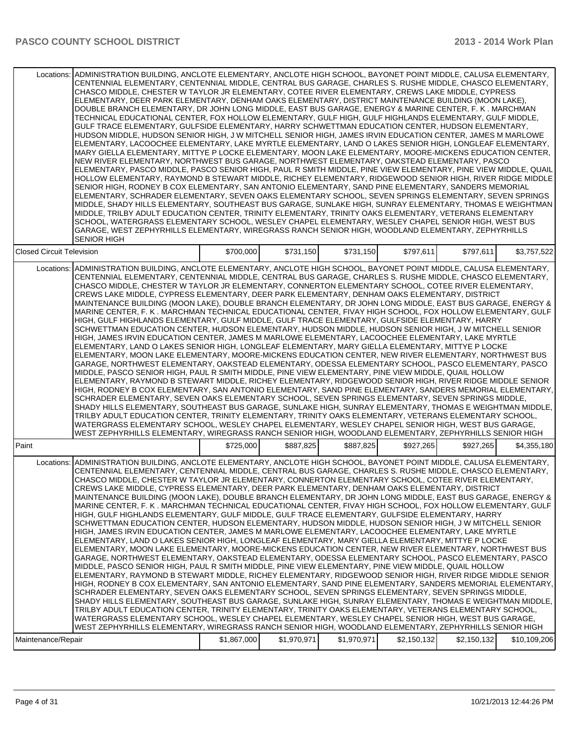| | | | | | | |
|---|---|---|---|---|---|---|
| Locations: | ADMINISTRATION BUILDING, ANCLOTE ELEMENTARY, ANCLOTE HIGH SCHOOL, BAYONET POINT MIDDLE, CALUSA ELEMENTARY, CENTENNIAL ELEMENTARY, CENTENNIAL MIDDLE, CENTRAL BUS GARAGE, CHARLES S. RUSHE MIDDLE, CHASCO ELEMENTARY, CHASCO MIDDLE, CHESTER W TAYLOR JR ELEMENTARY, COTEE RIVER ELEMENTARY, CREWS LAKE MIDDLE, CYPRESS ELEMENTARY, DEER PARK ELEMENTARY, DENHAM OAKS ELEMENTARY, DISTRICT MAINTENANCE BUILDING (MOON LAKE), DOUBLE BRANCH ELEMENTARY, DR JOHN LONG MIDDLE, EAST BUS GARAGE, ENERGY & MARINE CENTER, F. K . MARCHMAN TECHNICAL EDUCATIONAL CENTER, FOX HOLLOW ELEMENTARY, GULF HIGH, GULF HIGHLANDS ELEMENTARY, GULF MIDDLE, GULF TRACE ELEMENTARY, GULFSIDE ELEMENTARY, HARRY SCHWETTMAN EDUCATION CENTER, HUDSON ELEMENTARY, HUDSON MIDDLE, HUDSON SENIOR HIGH, J W MITCHELL SENIOR HIGH, JAMES IRVIN EDUCATION CENTER, JAMES M MARLOWE ELEMENTARY, LACOOCHEE ELEMENTARY, LAKE MYRTLE ELEMENTARY, LAND O LAKES SENIOR HIGH, LONGLEAF ELEMENTARY, MARY GIELLA ELEMENTARY, MITTYE P LOCKE ELEMENTARY, MOON LAKE ELEMENTARY, MOORE-MICKENS EDUCATION CENTER, NEW RIVER ELEMENTARY, NORTHWEST BUS GARAGE, NORTHWEST ELEMENTARY, OAKSTEAD ELEMENTARY, PASCO ELEMENTARY, PASCO MIDDLE, PASCO SENIOR HIGH, PAUL R SMITH MIDDLE, PINE VIEW ELEMENTARY, PINE VIEW MIDDLE, QUAIL HOLLOW ELEMENTARY, RAYMOND B STEWART MIDDLE, RICHEY ELEMENTARY, RIDGEWOOD SENIOR HIGH, RIVER RIDGE MIDDLE SENIOR HIGH, RODNEY B COX ELEMENTARY, SAN ANTONIO ELEMENTARY, SAND PINE ELEMENTARY, SANDERS MEMORIAL ELEMENTARY, SCHRADER ELEMENTARY, SEVEN OAKS ELEMENTARY SCHOOL, SEVEN SPRINGS ELEMENTARY, SEVEN SPRINGS MIDDLE, SHADY HILLS ELEMENTARY, SOUTHEAST BUS GARAGE, SUNLAKE HIGH, SUNRAY ELEMENTARY, THOMAS E WEIGHTMAN MIDDLE, TRILBY ADULT EDUCATION CENTER, TRINITY ELEMENTARY, TRINITY OAKS ELEMENTARY, VETERANS ELEMENTARY SCHOOL, WATERGRASS ELEMENTARY SCHOOL, WESLEY CHAPEL ELEMENTARY, WESLEY CHAPEL SENIOR HIGH, WEST BUS GARAGE, WEST ZEPHYRHILLS ELEMENTARY, WIREGRASS RANCH SENIOR HIGH, WOODLAND ELEMENTARY, ZEPHYRHILLS SENIOR HIGH | | | | | |
| Closed Circuit Television | | $700,000 | $731,150 | $731,150 | $797,611 | $797,611 | $3,757,522 |
| Locations: | ADMINISTRATION BUILDING, ANCLOTE ELEMENTARY, ANCLOTE HIGH SCHOOL, BAYONET POINT MIDDLE, CALUSA ELEMENTARY, CENTENNIAL ELEMENTARY, CENTENNIAL MIDDLE, CENTRAL BUS GARAGE, CHARLES S. RUSHE MIDDLE, CHASCO ELEMENTARY, CHASCO MIDDLE, CHESTER W TAYLOR JR ELEMENTARY, CONNERTON ELEMENTARY SCHOOL, COTEE RIVER ELEMENTARY, CREWS LAKE MIDDLE, CYPRESS ELEMENTARY, DEER PARK ELEMENTARY, DENHAM OAKS ELEMENTARY, DISTRICT MAINTENANCE BUILDING (MOON LAKE), DOUBLE BRANCH ELEMENTARY, DR JOHN LONG MIDDLE, EAST BUS GARAGE, ENERGY & MARINE CENTER, F. K . MARCHMAN TECHNICAL EDUCATIONAL CENTER, FIVAY HIGH SCHOOL, FOX HOLLOW ELEMENTARY, GULF HIGH, GULF HIGHLANDS ELEMENTARY, GULF MIDDLE, GULF TRACE ELEMENTARY, GULFSIDE ELEMENTARY, HARRY SCHWETTMAN EDUCATION CENTER, HUDSON ELEMENTARY, HUDSON MIDDLE, HUDSON SENIOR HIGH, J W MITCHELL SENIOR HIGH, JAMES IRVIN EDUCATION CENTER, JAMES M MARLOWE ELEMENTARY, LACOOCHEE ELEMENTARY, LAKE MYRTLE ELEMENTARY, LAND O LAKES SENIOR HIGH, LONGLEAF ELEMENTARY, MARY GIELLA ELEMENTARY, MITTYE P LOCKE ELEMENTARY, MOON LAKE ELEMENTARY, MOORE-MICKENS EDUCATION CENTER, NEW RIVER ELEMENTARY, NORTHWEST BUS GARAGE, NORTHWEST ELEMENTARY, OAKSTEAD ELEMENTARY, ODESSA ELEMENTARY SCHOOL, PASCO ELEMENTARY, PASCO MIDDLE, PASCO SENIOR HIGH, PAUL R SMITH MIDDLE, PINE VIEW ELEMENTARY, PINE VIEW MIDDLE, QUAIL HOLLOW ELEMENTARY, RAYMOND B STEWART MIDDLE, RICHEY ELEMENTARY, RIDGEWOOD SENIOR HIGH, RIVER RIDGE MIDDLE SENIOR HIGH, RODNEY B COX ELEMENTARY, SAN ANTONIO ELEMENTARY, SAND PINE ELEMENTARY, SANDERS MEMORIAL ELEMENTARY, SCHRADER ELEMENTARY, SEVEN OAKS ELEMENTARY SCHOOL, SEVEN SPRINGS ELEMENTARY, SEVEN SPRINGS MIDDLE, SHADY HILLS ELEMENTARY, SOUTHEAST BUS GARAGE, SUNLAKE HIGH, SUNRAY ELEMENTARY, THOMAS E WEIGHTMAN MIDDLE, TRILBY ADULT EDUCATION CENTER, TRINITY ELEMENTARY, TRINITY OAKS ELEMENTARY, VETERANS ELEMENTARY SCHOOL, WATERGRASS ELEMENTARY SCHOOL, WESLEY CHAPEL ELEMENTARY, WESLEY CHAPEL SENIOR HIGH, WEST BUS GARAGE, WEST ZEPHYRHILLS ELEMENTARY, WIREGRASS RANCH SENIOR HIGH, WOODLAND ELEMENTARY, ZEPHYRHILLS SENIOR HIGH | | | | | |
| Paint | | $725,000 | $887,825 | $887,825 | $927,265 | $927,265 | $4,355,180 |
| Locations: | ADMINISTRATION BUILDING, ANCLOTE ELEMENTARY, ANCLOTE HIGH SCHOOL, BAYONET POINT MIDDLE, CALUSA ELEMENTARY, CENTENNIAL ELEMENTARY, CENTENNIAL MIDDLE, CENTRAL BUS GARAGE, CHARLES S. RUSHE MIDDLE, CHASCO ELEMENTARY, CHASCO MIDDLE, CHESTER W TAYLOR JR ELEMENTARY, CONNERTON ELEMENTARY SCHOOL, COTEE RIVER ELEMENTARY, CREWS LAKE MIDDLE, CYPRESS ELEMENTARY, DEER PARK ELEMENTARY, DENHAM OAKS ELEMENTARY, DISTRICT MAINTENANCE BUILDING (MOON LAKE), DOUBLE BRANCH ELEMENTARY, DR JOHN LONG MIDDLE, EAST BUS GARAGE, ENERGY & MARINE CENTER, F. K . MARCHMAN TECHNICAL EDUCATIONAL CENTER, FIVAY HIGH SCHOOL, FOX HOLLOW ELEMENTARY, GULF HIGH, GULF HIGHLANDS ELEMENTARY, GULF MIDDLE, GULF TRACE ELEMENTARY, GULFSIDE ELEMENTARY, HARRY SCHWETTMAN EDUCATION CENTER, HUDSON ELEMENTARY, HUDSON MIDDLE, HUDSON SENIOR HIGH, J W MITCHELL SENIOR HIGH, JAMES IRVIN EDUCATION CENTER, JAMES M MARLOWE ELEMENTARY, LACOOCHEE ELEMENTARY, LAKE MYRTLE ELEMENTARY, LAND O LAKES SENIOR HIGH, LONGLEAF ELEMENTARY, MARY GIELLA ELEMENTARY, MITTYE P LOCKE ELEMENTARY, MOON LAKE ELEMENTARY, MOORE-MICKENS EDUCATION CENTER, NEW RIVER ELEMENTARY, NORTHWEST BUS GARAGE, NORTHWEST ELEMENTARY, OAKSTEAD ELEMENTARY, ODESSA ELEMENTARY SCHOOL, PASCO ELEMENTARY, PASCO MIDDLE, PASCO SENIOR HIGH, PAUL R SMITH MIDDLE, PINE VIEW ELEMENTARY, PINE VIEW MIDDLE, QUAIL HOLLOW ELEMENTARY, RAYMOND B STEWART MIDDLE, RICHEY ELEMENTARY, RIDGEWOOD SENIOR HIGH, RIVER RIDGE MIDDLE SENIOR HIGH, RODNEY B COX ELEMENTARY, SAN ANTONIO ELEMENTARY, SAND PINE ELEMENTARY, SANDERS MEMORIAL ELEMENTARY, SCHRADER ELEMENTARY, SEVEN OAKS ELEMENTARY SCHOOL, SEVEN SPRINGS ELEMENTARY, SEVEN SPRINGS MIDDLE, SHADY HILLS ELEMENTARY, SOUTHEAST BUS GARAGE, SUNLAKE HIGH, SUNRAY ELEMENTARY, THOMAS E WEIGHTMAN MIDDLE, TRILBY ADULT EDUCATION CENTER, TRINITY ELEMENTARY, TRINITY OAKS ELEMENTARY, VETERANS ELEMENTARY SCHOOL, WATERGRASS ELEMENTARY SCHOOL, WESLEY CHAPEL ELEMENTARY, WESLEY CHAPEL SENIOR HIGH, WEST BUS GARAGE, WEST ZEPHYRHILLS ELEMENTARY, WIREGRASS RANCH SENIOR HIGH, WOODLAND ELEMENTARY, ZEPHYRHILLS SENIOR HIGH | | | | | |
| Maintenance/Repair | | $1,867,000 | $1,970,971 | $1,970,971 | $2,150,132 | $2,150,132 | $10,109,206 |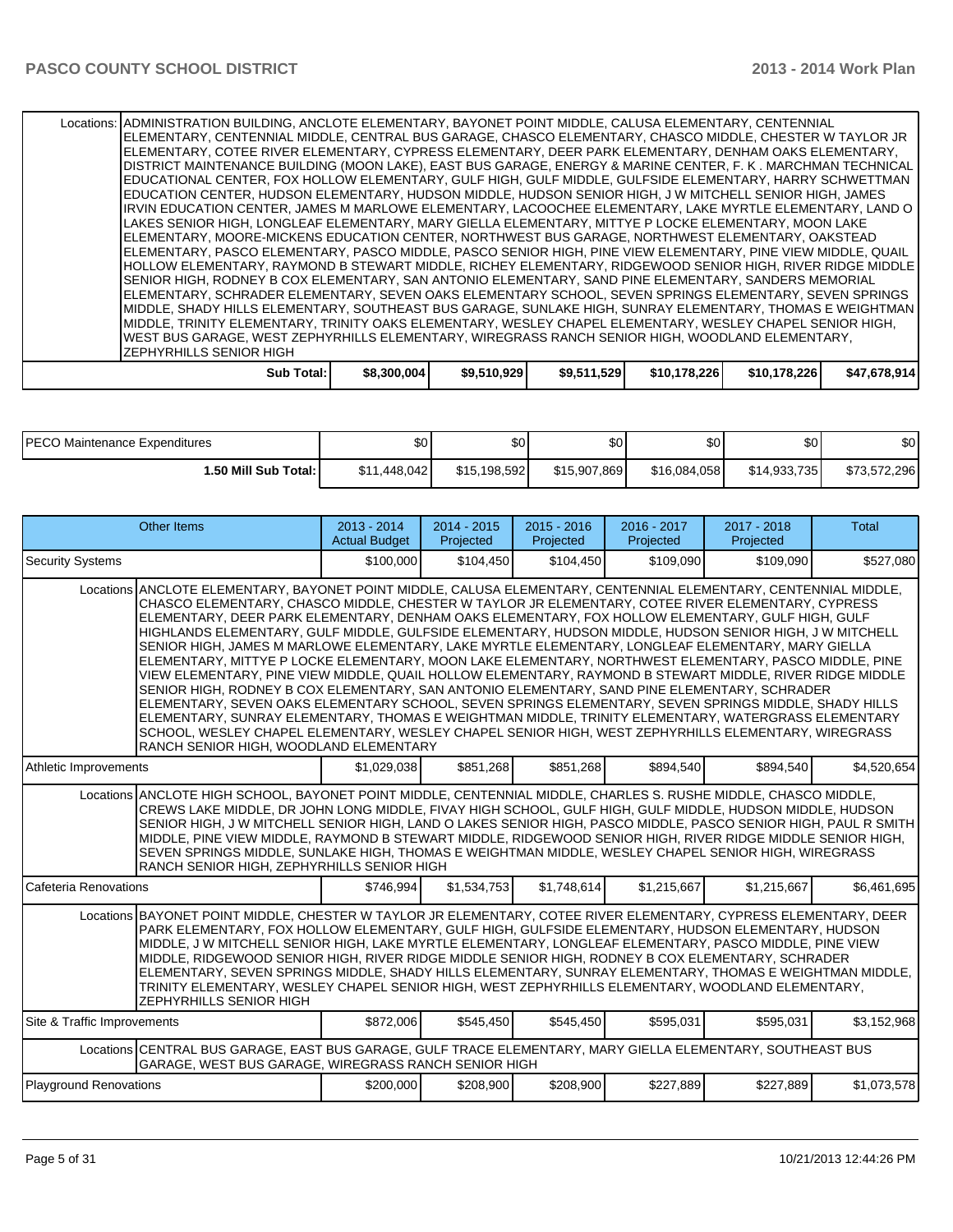| | | | | | | |
|---|---|---|---|---|---|---|
| Locations: | ADMINISTRATION BUILDING, ANCLOTE ELEMENTARY, BAYONET POINT MIDDLE, CALUSA ELEMENTARY, CENTENNIAL ELEMENTARY, CENTENNIAL MIDDLE, CENTRAL BUS GARAGE, CHASCO ELEMENTARY, CHASCO MIDDLE, CHESTER W TAYLOR JR ELEMENTARY, COTEE RIVER ELEMENTARY, CYPRESS ELEMENTARY, DEER PARK ELEMENTARY, DENHAM OAKS ELEMENTARY, DISTRICT MAINTENANCE BUILDING (MOON LAKE), EAST BUS GARAGE, ENERGY & MARINE CENTER, F. K . MARCHMAN TECHNICAL EDUCATIONAL CENTER, FOX HOLLOW ELEMENTARY, GULF HIGH, GULF MIDDLE, GULFSIDE ELEMENTARY, HARRY SCHWETTMAN EDUCATION CENTER, HUDSON ELEMENTARY, HUDSON MIDDLE, HUDSON SENIOR HIGH, J W MITCHELL SENIOR HIGH, JAMES IRVIN EDUCATION CENTER, JAMES M MARLOWE ELEMENTARY, LACOOCHEE ELEMENTARY, LAKE MYRTLE ELEMENTARY, LAND O LAKES SENIOR HIGH, LONGLEAF ELEMENTARY, MARY GIELLA ELEMENTARY, MITTYE P LOCKE ELEMENTARY, MOON LAKE ELEMENTARY, MOORE-MICKENS EDUCATION CENTER, NORTHWEST BUS GARAGE, NORTHWEST ELEMENTARY, OAKSTEAD ELEMENTARY, PASCO ELEMENTARY, PASCO MIDDLE, PASCO SENIOR HIGH, PINE VIEW ELEMENTARY, PINE VIEW MIDDLE, QUAIL HOLLOW ELEMENTARY, RAYMOND B STEWART MIDDLE, RICHEY ELEMENTARY, RIDGEWOOD SENIOR HIGH, RIVER RIDGE MIDDLE SENIOR HIGH, RODNEY B COX ELEMENTARY, SAN ANTONIO ELEMENTARY, SAND PINE ELEMENTARY, SANDERS MEMORIAL ELEMENTARY, SCHRADER ELEMENTARY, SEVEN OAKS ELEMENTARY SCHOOL, SEVEN SPRINGS ELEMENTARY, SEVEN SPRINGS MIDDLE, SHADY HILLS ELEMENTARY, SOUTHEAST BUS GARAGE, SUNLAKE HIGH, SUNRAY ELEMENTARY, THOMAS E WEIGHTMAN MIDDLE, TRINITY ELEMENTARY, TRINITY OAKS ELEMENTARY, WESLEY CHAPEL ELEMENTARY, WESLEY CHAPEL SENIOR HIGH, WEST BUS GARAGE, WEST ZEPHYRHILLS ELEMENTARY, WIREGRASS RANCH SENIOR HIGH, WOODLAND ELEMENTARY, ZEPHYRHILLS SENIOR HIGH | | | | | |
| | **Sub Total:** | $8,300,004 | $9,510,929 | $9,511,529 | $10,178,226 | $10,178,226 | $47,678,914 |

| | | | | | | |
|---|---|---|---|---|---|---|
| PECO Maintenance Expenditures | $0 | $0 | $0 | $0 | $0 | $0 |
| **1.50 Mill Sub Total:** | $11,448,042 | $15,198,592 | $15,907,869 | $16,084,058 | $14,933,735 | $73,572,296 |

| Other Items | | 2013 - 2014 Actual Budget | 2014 - 2015 Projected | 2015 - 2016 Projected | 2016 - 2017 Projected | 2017 - 2018 Projected | Total |
|---|---|---|---|---|---|---|---|
| Security Systems | | $100,000 | $104,450 | $104,450 | $109,090 | $109,090 | $527,080 |
| Locations | ANCLOTE ELEMENTARY, BAYONET POINT MIDDLE, CALUSA ELEMENTARY, CENTENNIAL ELEMENTARY, CENTENNIAL MIDDLE, CHASCO ELEMENTARY, CHASCO MIDDLE, CHESTER W TAYLOR JR ELEMENTARY, COTEE RIVER ELEMENTARY, CYPRESS ELEMENTARY, DEER PARK ELEMENTARY, DENHAM OAKS ELEMENTARY, FOX HOLLOW ELEMENTARY, GULF HIGH, GULF HIGHLANDS ELEMENTARY, GULF MIDDLE, GULFSIDE ELEMENTARY, HUDSON MIDDLE, HUDSON SENIOR HIGH, J W MITCHELL SENIOR HIGH, JAMES M MARLOWE ELEMENTARY, LAKE MYRTLE ELEMENTARY, LONGLEAF ELEMENTARY, MARY GIELLA ELEMENTARY, MITTYE P LOCKE ELEMENTARY, MOON LAKE ELEMENTARY, NORTHWEST ELEMENTARY, PASCO MIDDLE, PINE VIEW ELEMENTARY, PINE VIEW MIDDLE, QUAIL HOLLOW ELEMENTARY, RAYMOND B STEWART MIDDLE, RIVER RIDGE MIDDLE SENIOR HIGH, RODNEY B COX ELEMENTARY, SAN ANTONIO ELEMENTARY, SAND PINE ELEMENTARY, SCHRADER ELEMENTARY, SEVEN OAKS ELEMENTARY SCHOOL, SEVEN SPRINGS ELEMENTARY, SEVEN SPRINGS MIDDLE, SHADY HILLS ELEMENTARY, SUNRAY ELEMENTARY, THOMAS E WEIGHTMAN MIDDLE, TRINITY ELEMENTARY, WATERGRASS ELEMENTARY SCHOOL, WESLEY CHAPEL ELEMENTARY, WESLEY CHAPEL SENIOR HIGH, WEST ZEPHYRHILLS ELEMENTARY, WIREGRASS RANCH SENIOR HIGH, WOODLAND ELEMENTARY | | | | | | |
| Athletic Improvements | | $1,029,038 | $851,268 | $851,268 | $894,540 | $894,540 | $4,520,654 |
| Locations | ANCLOTE HIGH SCHOOL, BAYONET POINT MIDDLE, CENTENNIAL MIDDLE, CHARLES S. RUSHE MIDDLE, CHASCO MIDDLE, CREWS LAKE MIDDLE, DR JOHN LONG MIDDLE, FIVAY HIGH SCHOOL, GULF HIGH, GULF MIDDLE, HUDSON MIDDLE, HUDSON SENIOR HIGH, J W MITCHELL SENIOR HIGH, LAND O LAKES SENIOR HIGH, PASCO MIDDLE, PASCO SENIOR HIGH, PAUL R SMITH MIDDLE, PINE VIEW MIDDLE, RAYMOND B STEWART MIDDLE, RIDGEWOOD SENIOR HIGH, RIVER RIDGE MIDDLE SENIOR HIGH, SEVEN SPRINGS MIDDLE, SUNLAKE HIGH, THOMAS E WEIGHTMAN MIDDLE, WESLEY CHAPEL SENIOR HIGH, WIREGRASS RANCH SENIOR HIGH, ZEPHYRHILLS SENIOR HIGH | | | | | | |
| Cafeteria Renovations | | $746,994 | $1,534,753 | $1,748,614 | $1,215,667 | $1,215,667 | $6,461,695 |
| Locations | BAYONET POINT MIDDLE, CHESTER W TAYLOR JR ELEMENTARY, COTEE RIVER ELEMENTARY, CYPRESS ELEMENTARY, DEER PARK ELEMENTARY, FOX HOLLOW ELEMENTARY, GULF HIGH, GULFSIDE ELEMENTARY, HUDSON ELEMENTARY, HUDSON MIDDLE, J W MITCHELL SENIOR HIGH, LAKE MYRTLE ELEMENTARY, LONGLEAF ELEMENTARY, PASCO MIDDLE, PINE VIEW MIDDLE, RIDGEWOOD SENIOR HIGH, RIVER RIDGE MIDDLE SENIOR HIGH, RODNEY B COX ELEMENTARY, SCHRADER ELEMENTARY, SEVEN SPRINGS MIDDLE, SHADY HILLS ELEMENTARY, SUNRAY ELEMENTARY, THOMAS E WEIGHTMAN MIDDLE, TRINITY ELEMENTARY, WESLEY CHAPEL SENIOR HIGH, WEST ZEPHYRHILLS ELEMENTARY, WOODLAND ELEMENTARY, ZEPHYRHILLS SENIOR HIGH | | | | | | |
| Site & Traffic Improvements | | $872,006 | $545,450 | $545,450 | $595,031 | $595,031 | $3,152,968 |
| Locations | CENTRAL BUS GARAGE, EAST BUS GARAGE, GULF TRACE ELEMENTARY, MARY GIELLA ELEMENTARY, SOUTHEAST BUS GARAGE, WEST BUS GARAGE, WIREGRASS RANCH SENIOR HIGH | | | | | | |
| Playground Renovations | | $200,000 | $208,900 | $208,900 | $227,889 | $227,889 | $1,073,578 |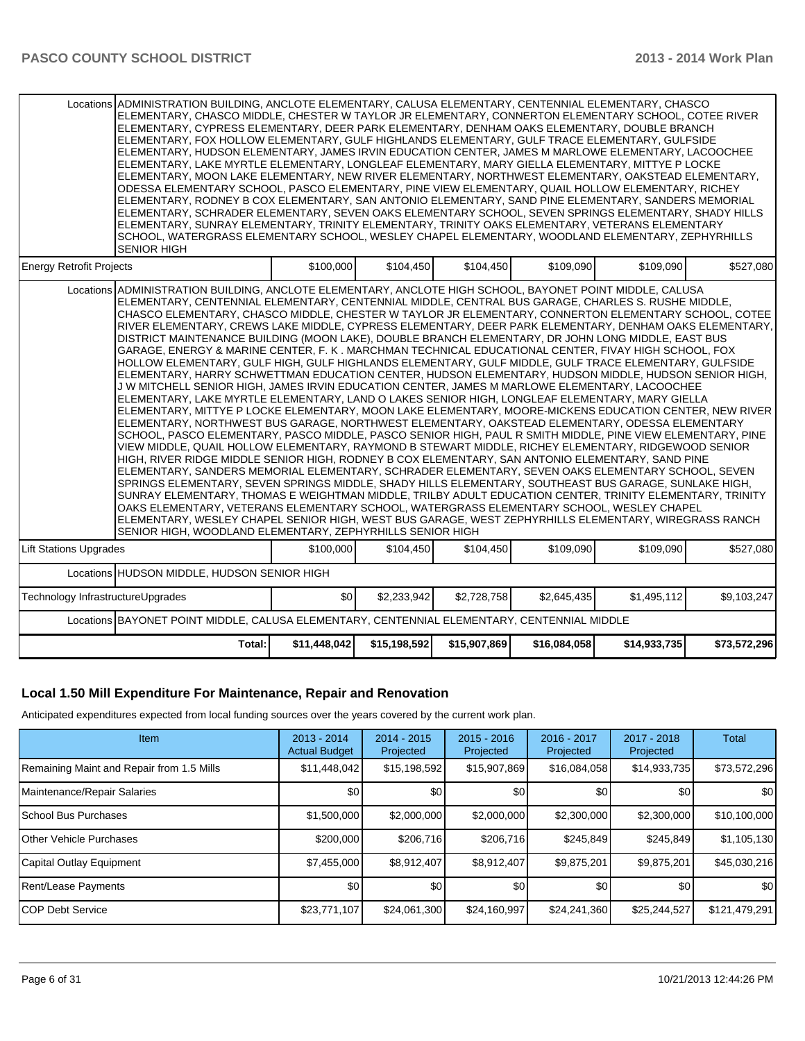| | | | | | | |
|---|---|---|---|---|---|---|
| Locations | ADMINISTRATION BUILDING, ANCLOTE ELEMENTARY, CALUSA ELEMENTARY, CENTENNIAL ELEMENTARY, CHASCO ELEMENTARY, CHASCO MIDDLE, CHESTER W TAYLOR JR ELEMENTARY, CONNERTON ELEMENTARY SCHOOL, COTEE RIVER ELEMENTARY, CYPRESS ELEMENTARY, DEER PARK ELEMENTARY, DENHAM OAKS ELEMENTARY, DOUBLE BRANCH ELEMENTARY, FOX HOLLOW ELEMENTARY, GULF HIGHLANDS ELEMENTARY, GULF TRACE ELEMENTARY, GULFSIDE ELEMENTARY, HUDSON ELEMENTARY, JAMES IRVIN EDUCATION CENTER, JAMES M MARLOWE ELEMENTARY, LACOOCHEE ELEMENTARY, LAKE MYRTLE ELEMENTARY, LONGLEAF ELEMENTARY, MARY GIELLA ELEMENTARY, MITTYE P LOCKE ELEMENTARY, MOON LAKE ELEMENTARY, NEW RIVER ELEMENTARY, NORTHWEST ELEMENTARY, OAKSTEAD ELEMENTARY, ODESSA ELEMENTARY SCHOOL, PASCO ELEMENTARY, PINE VIEW ELEMENTARY, QUAIL HOLLOW ELEMENTARY, RICHEY ELEMENTARY, RODNEY B COX ELEMENTARY, SAN ANTONIO ELEMENTARY, SAND PINE ELEMENTARY, SANDERS MEMORIAL ELEMENTARY, SCHRADER ELEMENTARY, SEVEN OAKS ELEMENTARY SCHOOL, SEVEN SPRINGS ELEMENTARY, SHADY HILLS ELEMENTARY, SUNRAY ELEMENTARY, TRINITY ELEMENTARY, TRINITY OAKS ELEMENTARY, VETERANS ELEMENTARY SCHOOL, WATERGRASS ELEMENTARY SCHOOL, WESLEY CHAPEL ELEMENTARY, WOODLAND ELEMENTARY, ZEPHYRHILLS SENIOR HIGH | | | | | |
| Energy Retrofit Projects | | $100,000 | $104,450 | $104,450 | $109,090 | $109,090 | $527,080 |
| Locations | ADMINISTRATION BUILDING, ANCLOTE ELEMENTARY, ANCLOTE HIGH SCHOOL, BAYONET POINT MIDDLE, CALUSA ELEMENTARY, CENTENNIAL ELEMENTARY, CENTENNIAL MIDDLE, CENTRAL BUS GARAGE, CHARLES S. RUSHE MIDDLE, CHASCO ELEMENTARY, CHASCO MIDDLE, CHESTER W TAYLOR JR ELEMENTARY, CONNERTON ELEMENTARY SCHOOL, COTEE RIVER ELEMENTARY, CREWS LAKE MIDDLE, CYPRESS ELEMENTARY, DEER PARK ELEMENTARY, DENHAM OAKS ELEMENTARY, DISTRICT MAINTENANCE BUILDING (MOON LAKE), DOUBLE BRANCH ELEMENTARY, DR JOHN LONG MIDDLE, EAST BUS GARAGE, ENERGY & MARINE CENTER, F. K . MARCHMAN TECHNICAL EDUCATIONAL CENTER, FIVAY HIGH SCHOOL, FOX HOLLOW ELEMENTARY, GULF HIGH, GULF HIGHLANDS ELEMENTARY, GULF MIDDLE, GULF TRACE ELEMENTARY, GULFSIDE ELEMENTARY, HARRY SCHWETTMAN EDUCATION CENTER, HUDSON ELEMENTARY, HUDSON MIDDLE, HUDSON SENIOR HIGH, J W MITCHELL SENIOR HIGH, JAMES IRVIN EDUCATION CENTER, JAMES M MARLOWE ELEMENTARY, LACOOCHEE ELEMENTARY, LAKE MYRTLE ELEMENTARY, LAND O LAKES SENIOR HIGH, LONGLEAF ELEMENTARY, MARY GIELLA ELEMENTARY, MITTYE P LOCKE ELEMENTARY, MOON LAKE ELEMENTARY, MOORE-MICKENS EDUCATION CENTER, NEW RIVER ELEMENTARY, NORTHWEST BUS GARAGE, NORTHWEST ELEMENTARY, OAKSTEAD ELEMENTARY, ODESSA ELEMENTARY SCHOOL, PASCO ELEMENTARY, PASCO MIDDLE, PASCO SENIOR HIGH, PAUL R SMITH MIDDLE, PINE VIEW ELEMENTARY, PINE VIEW MIDDLE, QUAIL HOLLOW ELEMENTARY, RAYMOND B STEWART MIDDLE, RICHEY ELEMENTARY, RIDGEWOOD SENIOR HIGH, RIVER RIDGE MIDDLE SENIOR HIGH, RODNEY B COX ELEMENTARY, SAN ANTONIO ELEMENTARY, SAND PINE ELEMENTARY, SANDERS MEMORIAL ELEMENTARY, SCHRADER ELEMENTARY, SEVEN OAKS ELEMENTARY SCHOOL, SEVEN SPRINGS ELEMENTARY, SEVEN SPRINGS MIDDLE, SHADY HILLS ELEMENTARY, SOUTHEAST BUS GARAGE, SUNLAKE HIGH, SUNRAY ELEMENTARY, THOMAS E WEIGHTMAN MIDDLE, TRILBY ADULT EDUCATION CENTER, TRINITY ELEMENTARY, TRINITY OAKS ELEMENTARY, VETERANS ELEMENTARY SCHOOL, WATERGRASS ELEMENTARY SCHOOL, WESLEY CHAPEL ELEMENTARY, WESLEY CHAPEL SENIOR HIGH, WEST BUS GARAGE, WEST ZEPHYRHILLS ELEMENTARY, WIREGRASS RANCH SENIOR HIGH, WOODLAND ELEMENTARY, ZEPHYRHILLS SENIOR HIGH | | | | | |
| Lift Stations Upgrades | | $100,000 | $104,450 | $104,450 | $109,090 | $109,090 | $527,080 |
| Locations | HUDSON MIDDLE, HUDSON SENIOR HIGH | | | | | |
| Technology InfrastructureUpgrades | | $0 | $2,233,942 | $2,728,758 | $2,645,435 | $1,495,112 | $9,103,247 |
| Locations | BAYONET POINT MIDDLE, CALUSA ELEMENTARY, CENTENNIAL ELEMENTARY, CENTENNIAL MIDDLE | | | | | |
| | Total: | $11,448,042 | $15,198,592 | $15,907,869 | $16,084,058 | $14,933,735 | $73,572,296 |

## Local 1.50 Mill Expenditure For Maintenance, Repair and Renovation

Anticipated expenditures expected from local funding sources over the years covered by the current work plan.

| Item | 2013 - 2014 Actual Budget | 2014 - 2015 Projected | 2015 - 2016 Projected | 2016 - 2017 Projected | 2017 - 2018 Projected | Total |
|---|---|---|---|---|---|---|
| Remaining Maint and Repair from 1.5 Mills | $11,448,042 | $15,198,592 | $15,907,869 | $16,084,058 | $14,933,735 | $73,572,296 |
| Maintenance/Repair Salaries | $0 | $0 | $0 | $0 | $0 | $0 |
| School Bus Purchases | $1,500,000 | $2,000,000 | $2,000,000 | $2,300,000 | $2,300,000 | $10,100,000 |
| Other Vehicle Purchases | $200,000 | $206,716 | $206,716 | $245,849 | $245,849 | $1,105,130 |
| Capital Outlay Equipment | $7,455,000 | $8,912,407 | $8,912,407 | $9,875,201 | $9,875,201 | $45,030,216 |
| Rent/Lease Payments | $0 | $0 | $0 | $0 | $0 | $0 |
| COP Debt Service | $23,771,107 | $24,061,300 | $24,160,997 | $24,241,360 | $25,244,527 | $121,479,291 |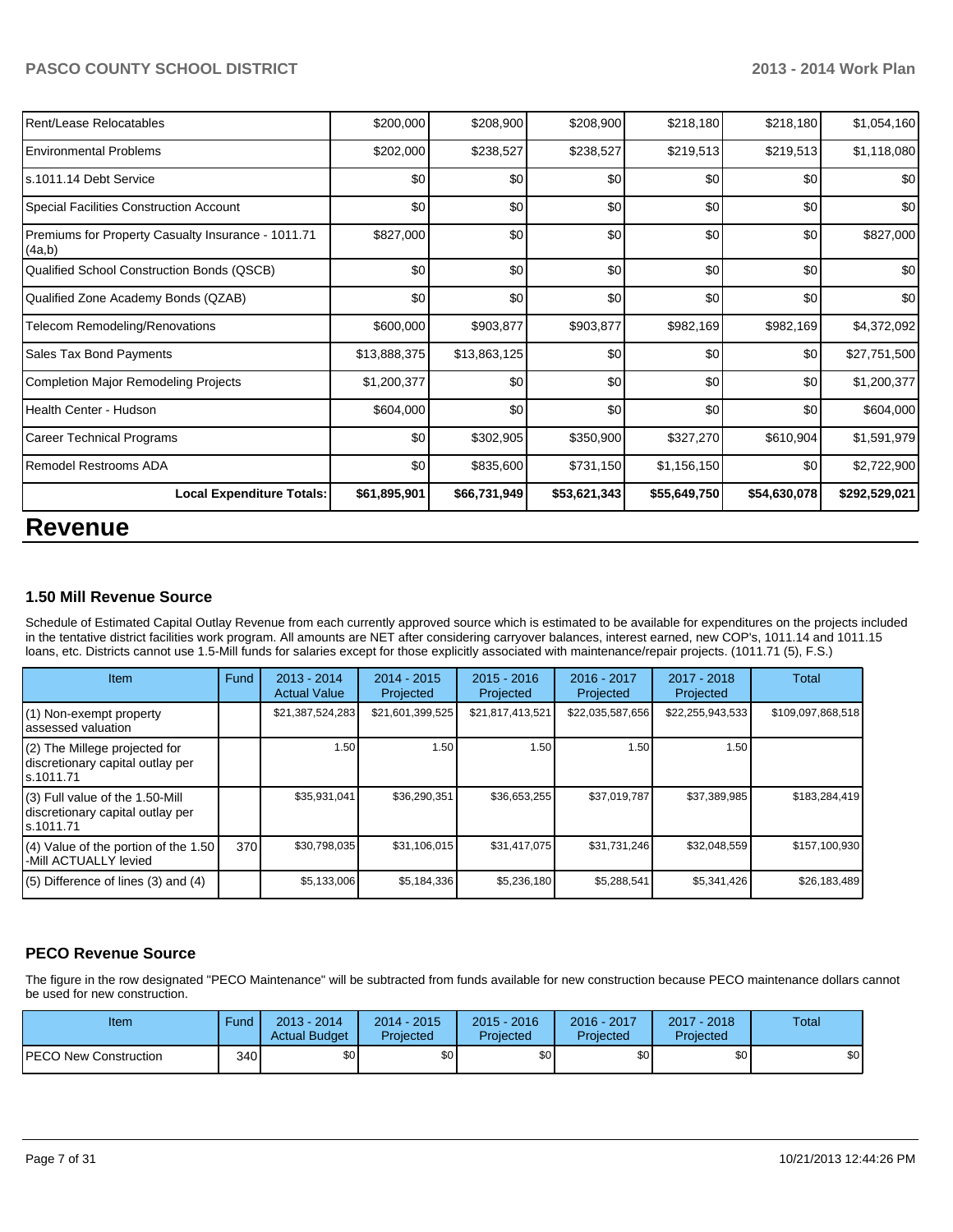| | | | | | | |
|---|---|---|---|---|---|---|
| Rent/Lease Relocatables | $200,000 | $208,900 | $208,900 | $218,180 | $218,180 | $1,054,160 |
| Environmental Problems | $202,000 | $238,527 | $238,527 | $219,513 | $219,513 | $1,118,080 |
| s.1011.14 Debt Service | $0 | $0 | $0 | $0 | $0 | $0 |
| Special Facilities Construction Account | $0 | $0 | $0 | $0 | $0 | $0 |
| Premiums for Property Casualty Insurance - 1011.71 (4a,b) | $827,000 | $0 | $0 | $0 | $0 | $827,000 |
| Qualified School Construction Bonds (QSCB) | $0 | $0 | $0 | $0 | $0 | $0 |
| Qualified Zone Academy Bonds (QZAB) | $0 | $0 | $0 | $0 | $0 | $0 |
| Telecom Remodeling/Renovations | $600,000 | $903,877 | $903,877 | $982,169 | $982,169 | $4,372,092 |
| Sales Tax Bond Payments | $13,888,375 | $13,863,125 | $0 | $0 | $0 | $27,751,500 |
| Completion Major Remodeling Projects | $1,200,377 | $0 | $0 | $0 | $0 | $1,200,377 |
| Health Center - Hudson | $604,000 | $0 | $0 | $0 | $0 | $604,000 |
| Career Technical Programs | $0 | $302,905 | $350,900 | $327,270 | $610,904 | $1,591,979 |
| Remodel Restrooms ADA | $0 | $835,600 | $731,150 | $1,156,150 | $0 | $2,722,900 |
| **Local Expenditure Totals:** | **$61,895,901** | **$66,731,949** | **$53,621,343** | **$55,649,750** | **$54,630,078** | **$292,529,021** |

# Revenue

### 1.50 Mill Revenue Source

Schedule of Estimated Capital Outlay Revenue from each currently approved source which is estimated to be available for expenditures on the projects included in the tentative district facilities work program. All amounts are NET after considering carryover balances, interest earned, new COP's, 1011.14 and 1011.15 loans, etc. Districts cannot use 1.5-Mill funds for salaries except for those explicitly associated with maintenance/repair projects. (1011.71 (5), F.S.)

| Item | Fund | 2013 - 2014 Actual Value | 2014 - 2015 Projected | 2015 - 2016 Projected | 2016 - 2017 Projected | 2017 - 2018 Projected | Total |
|---|---|---|---|---|---|---|---|
| (1) Non-exempt property assessed valuation | | $21,387,524,283 | $21,601,399,525 | $21,817,413,521 | $22,035,587,656 | $22,255,943,533 | $109,097,868,518 |
| (2) The Millege projected for discretionary capital outlay per s.1011.71 | | 1.50 | 1.50 | 1.50 | 1.50 | 1.50 | |
| (3) Full value of the 1.50-Mill discretionary capital outlay per s.1011.71 | | $35,931,041 | $36,290,351 | $36,653,255 | $37,019,787 | $37,389,985 | $183,284,419 |
| (4) Value of the portion of the 1.50 -Mill ACTUALLY levied | 370 | $30,798,035 | $31,106,015 | $31,417,075 | $31,731,246 | $32,048,559 | $157,100,930 |
| (5) Difference of lines (3) and (4) | | $5,133,006 | $5,184,336 | $5,236,180 | $5,288,541 | $5,341,426 | $26,183,489 |

### PECO Revenue Source

The figure in the row designated "PECO Maintenance" will be subtracted from funds available for new construction because PECO maintenance dollars cannot be used for new construction.

| Item | Fund | 2013 - 2014 Actual Budget | 2014 - 2015 Projected | 2015 - 2016 Projected | 2016 - 2017 Projected | 2017 - 2018 Projected | Total |
|---|---|---|---|---|---|---|---|
| PECO New Construction | 340 | $0 | $0 | $0 | $0 | $0 | $0 |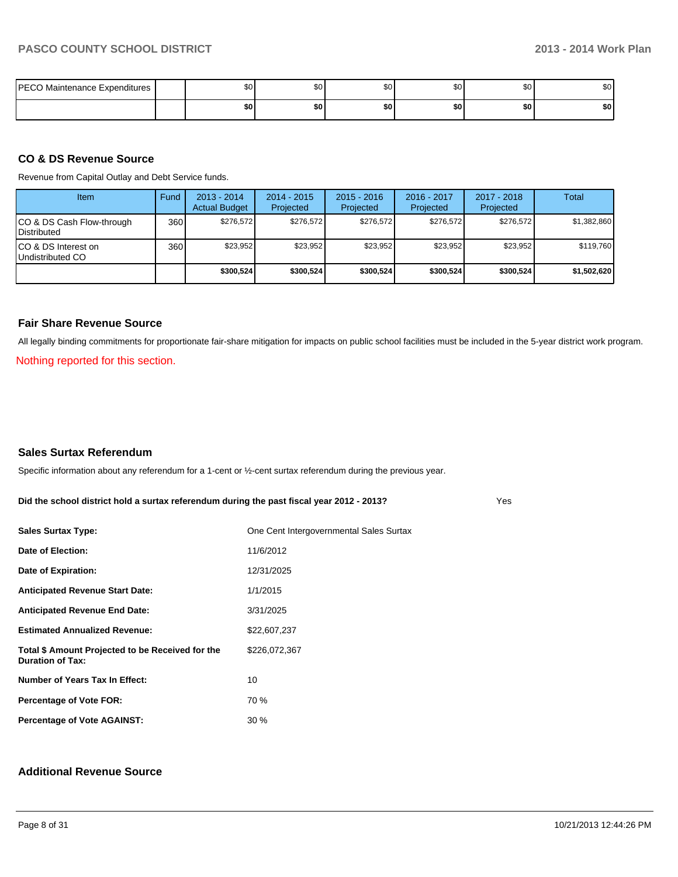| PECO Maintenance Expenditures | | $0 | $0 | $0 | $0 | $0 | $0 |
|---|---|---|---|---|---|---|---|
| | | **$0** | **$0** | **$0** | **$0** | **$0** | **$0** |

## CO & DS Revenue Source

Revenue from Capital Outlay and Debt Service funds.

| Item | Fund | 2013 - 2014 Actual Budget | 2014 - 2015 Projected | 2015 - 2016 Projected | 2016 - 2017 Projected | 2017 - 2018 Projected | Total |
|---|---|---|---|---|---|---|---|
| CO & DS Cash Flow-through Distributed | 360 | $276,572 | $276,572 | $276,572 | $276,572 | $276,572 | $1,382,860 |
| CO & DS Interest on Undistributed CO | 360 | $23,952 | $23,952 | $23,952 | $23,952 | $23,952 | $119,760 |
| | | **$300,524** | **$300,524** | **$300,524** | **$300,524** | **$300,524** | **$1,502,620** |

## Fair Share Revenue Source

All legally binding commitments for proportionate fair-share mitigation for impacts on public school facilities must be included in the 5-year district work program.

Nothing reported for this section.

## Sales Surtax Referendum

Specific information about any referendum for a 1-cent or ½-cent surtax referendum during the previous year.

**Did the school district hold a surtax referendum during the past fiscal year 2012 - 2013?** Yes

| | |
|---|---|
| **Sales Surtax Type:** | One Cent Intergovernmental Sales Surtax |
| **Date of Election:** | 11/6/2012 |
| **Date of Expiration:** | 12/31/2025 |
| **Anticipated Revenue Start Date:** | 1/1/2015 |
| **Anticipated Revenue End Date:** | 3/31/2025 |
| **Estimated Annualized Revenue:** | $22,607,237 |
| **Total $ Amount Projected to be Received for the Duration of Tax:** | $226,072,367 |
| **Number of Years Tax In Effect:** | 10 |
| **Percentage of Vote FOR:** | 70 % |
| **Percentage of Vote AGAINST:** | 30 % |

## Additional Revenue Source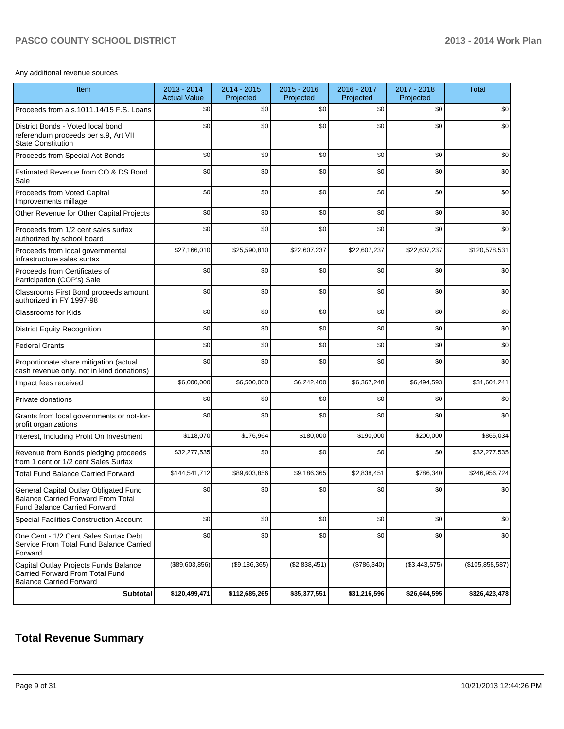Any additional revenue sources

| Item | 2013 - 2014 Actual Value | 2014 - 2015 Projected | 2015 - 2016 Projected | 2016 - 2017 Projected | 2017 - 2018 Projected | Total |
|---|---|---|---|---|---|---|
| Proceeds from a s.1011.14/15 F.S. Loans | $0 | $0 | $0 | $0 | $0 | $0 |
| District Bonds - Voted local bond referendum proceeds per s.9, Art VII State Constitution | $0 | $0 | $0 | $0 | $0 | $0 |
| Proceeds from Special Act Bonds | $0 | $0 | $0 | $0 | $0 | $0 |
| Estimated Revenue from CO & DS Bond Sale | $0 | $0 | $0 | $0 | $0 | $0 |
| Proceeds from Voted Capital Improvements millage | $0 | $0 | $0 | $0 | $0 | $0 |
| Other Revenue for Other Capital Projects | $0 | $0 | $0 | $0 | $0 | $0 |
| Proceeds from 1/2 cent sales surtax authorized by school board | $0 | $0 | $0 | $0 | $0 | $0 |
| Proceeds from local governmental infrastructure sales surtax | $27,166,010 | $25,590,810 | $22,607,237 | $22,607,237 | $22,607,237 | $120,578,531 |
| Proceeds from Certificates of Participation (COP's) Sale | $0 | $0 | $0 | $0 | $0 | $0 |
| Classrooms First Bond proceeds amount authorized in FY 1997-98 | $0 | $0 | $0 | $0 | $0 | $0 |
| Classrooms for Kids | $0 | $0 | $0 | $0 | $0 | $0 |
| District Equity Recognition | $0 | $0 | $0 | $0 | $0 | $0 |
| Federal Grants | $0 | $0 | $0 | $0 | $0 | $0 |
| Proportionate share mitigation (actual cash revenue only, not in kind donations) | $0 | $0 | $0 | $0 | $0 | $0 |
| Impact fees received | $6,000,000 | $6,500,000 | $6,242,400 | $6,367,248 | $6,494,593 | $31,604,241 |
| Private donations | $0 | $0 | $0 | $0 | $0 | $0 |
| Grants from local governments or not-for-profit organizations | $0 | $0 | $0 | $0 | $0 | $0 |
| Interest, Including Profit On Investment | $118,070 | $176,964 | $180,000 | $190,000 | $200,000 | $865,034 |
| Revenue from Bonds pledging proceeds from 1 cent or 1/2 cent Sales Surtax | $32,277,535 | $0 | $0 | $0 | $0 | $32,277,535 |
| Total Fund Balance Carried Forward | $144,541,712 | $89,603,856 | $9,186,365 | $2,838,451 | $786,340 | $246,956,724 |
| General Capital Outlay Obligated Fund Balance Carried Forward From Total Fund Balance Carried Forward | $0 | $0 | $0 | $0 | $0 | $0 |
| Special Facilities Construction Account | $0 | $0 | $0 | $0 | $0 | $0 |
| One Cent - 1/2 Cent Sales Surtax Debt Service From Total Fund Balance Carried Forward | $0 | $0 | $0 | $0 | $0 | $0 |
| Capital Outlay Projects Funds Balance Carried Forward From Total Fund Balance Carried Forward | ($89,603,856) | ($9,186,365) | ($2,838,451) | ($786,340) | ($3,443,575) | ($105,858,587) |
| **Subtotal** | **$120,499,471** | **$112,685,265** | **$35,377,551** | **$31,216,596** | **$26,644,595** | **$326,423,478** |

## Total Revenue Summary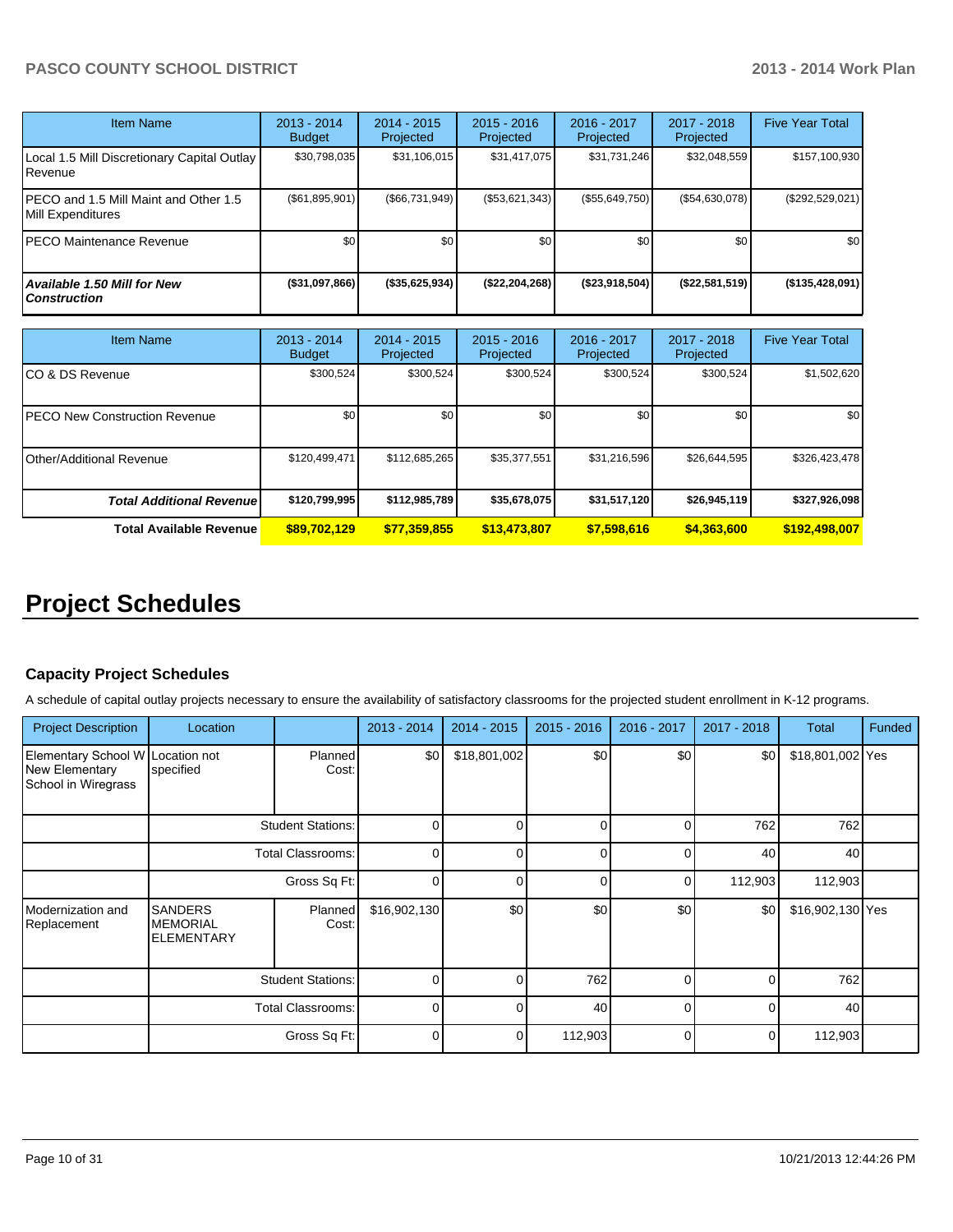| Item Name | 2013 - 2014 Budget | 2014 - 2015 Projected | 2015 - 2016 Projected | 2016 - 2017 Projected | 2017 - 2018 Projected | Five Year Total |
|---|---|---|---|---|---|---|
| Local 1.5 Mill Discretionary Capital Outlay Revenue | $30,798,035 | $31,106,015 | $31,417,075 | $31,731,246 | $32,048,559 | $157,100,930 |
| PECO and 1.5 Mill Maint and Other 1.5 Mill Expenditures | ($61,895,901) | ($66,731,949) | ($53,621,343) | ($55,649,750) | ($54,630,078) | ($292,529,021) |
| PECO Maintenance Revenue | $0 | $0 | $0 | $0 | $0 | $0 |
| ***Available 1.50 Mill for New Construction*** | **($31,097,866)** | **($35,625,934)** | **($22,204,268)** | **($23,918,504)** | **($22,581,519)** | **($135,428,091)** |

| Item Name | 2013 - 2014 Budget | 2014 - 2015 Projected | 2015 - 2016 Projected | 2016 - 2017 Projected | 2017 - 2018 Projected | Five Year Total |
|---|---|---|---|---|---|---|
| CO & DS Revenue | $300,524 | $300,524 | $300,524 | $300,524 | $300,524 | $1,502,620 |
| PECO New Construction Revenue | $0 | $0 | $0 | $0 | $0 | $0 |
| Other/Additional Revenue | $120,499,471 | $112,685,265 | $35,377,551 | $31,216,596 | $26,644,595 | $326,423,478 |
| ***Total Additional Revenue*** | **$120,799,995** | **$112,985,789** | **$35,678,075** | **$31,517,120** | **$26,945,119** | **$327,926,098** |
| **Total Available Revenue** | **$89,702,129** | **$77,359,855** | **$13,473,807** | **$7,598,616** | **$4,363,600** | **$192,498,007** |

# Project Schedules

### Capacity Project Schedules

A schedule of capital outlay projects necessary to ensure the availability of satisfactory classrooms for the projected student enrollment in K-12 programs.

| Project Description | Location | | 2013 - 2014 | 2014 - 2015 | 2015 - 2016 | 2016 - 2017 | 2017 - 2018 | Total | Funded |
|---|---|---|---|---|---|---|---|---|---|
| Elementary School W New Elementary School in Wiregrass | Location not specified | Planned Cost: | $0 | $18,801,002 | $0 | $0 | $0 | $18,801,002 | Yes |
| | | Student Stations: | 0 | 0 | 0 | 0 | 762 | 762 | |
| | | Total Classrooms: | 0 | 0 | 0 | 0 | 40 | 40 | |
| | | Gross Sq Ft: | 0 | 0 | 0 | 0 | 112,903 | 112,903 | |
| Modernization and Replacement | SANDERS MEMORIAL ELEMENTARY | Planned Cost: | $16,902,130 | $0 | $0 | $0 | $0 | $16,902,130 | Yes |
| | | Student Stations: | 0 | 0 | 762 | 0 | 0 | 762 | |
| | | Total Classrooms: | 0 | 0 | 40 | 0 | 0 | 40 | |
| | | Gross Sq Ft: | 0 | 0 | 112,903 | 0 | 0 | 112,903 | |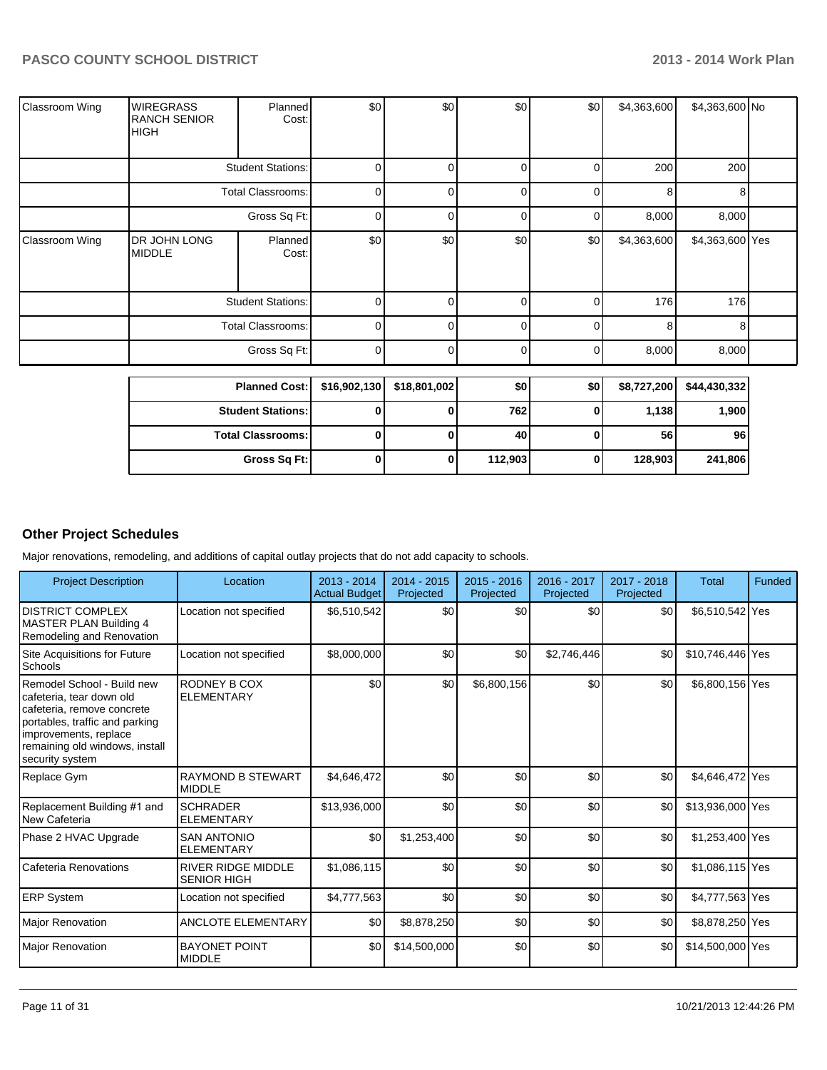| Classroom Wing | WIREGRASS RANCH SENIOR HIGH | Planned Cost: | $0 | $0 | $0 | $0 | $4,363,600 | $4,363,600 | No |
|---|---|---|---|---|---|---|---|---|---|
| | | Student Stations: | 0 | 0 | 0 | 0 | 200 | 200 | |
| | | Total Classrooms: | 0 | 0 | 0 | 0 | 8 | 8 | |
| | | Gross Sq Ft: | 0 | 0 | 0 | 0 | 8,000 | 8,000 | |
| Classroom Wing | DR JOHN LONG MIDDLE | Planned Cost: | $0 | $0 | $0 | $0 | $4,363,600 | $4,363,600 | Yes |
| | | Student Stations: | 0 | 0 | 0 | 0 | 176 | 176 | |
| | | Total Classrooms: | 0 | 0 | 0 | 0 | 8 | 8 | |
| | | Gross Sq Ft: | 0 | 0 | 0 | 0 | 8,000 | 8,000 | |

| | | | | | | |
|---|---|---|---|---|---|---|
| **Planned Cost:** | **$16,902,130** | **$18,801,002** | **$0** | **$0** | **$8,727,200** | **$44,430,332** |
| **Student Stations:** | **0** | **0** | **762** | **0** | **1,138** | **1,900** |
| **Total Classrooms:** | **0** | **0** | **40** | **0** | **56** | **96** |
| **Gross Sq Ft:** | **0** | **0** | **112,903** | **0** | **128,903** | **241,806** |

## Other Project Schedules

Major renovations, remodeling, and additions of capital outlay projects that do not add capacity to schools.

| Project Description | Location | 2013 - 2014 Actual Budget | 2014 - 2015 Projected | 2015 - 2016 Projected | 2016 - 2017 Projected | 2017 - 2018 Projected | Total | Funded |
|---|---|---|---|---|---|---|---|---|
| DISTRICT COMPLEX MASTER PLAN Building 4 Remodeling and Renovation | Location not specified | $6,510,542 | $0 | $0 | $0 | $0 | $6,510,542 | Yes |
| Site Acquisitions for Future Schools | Location not specified | $8,000,000 | $0 | $0 | $2,746,446 | $0 | $10,746,446 | Yes |
| Remodel School - Build new cafeteria, tear down old cafeteria, remove concrete portables, traffic and parking improvements, replace remaining old windows, install security system | RODNEY B COX ELEMENTARY | $0 | $0 | $6,800,156 | $0 | $0 | $6,800,156 | Yes |
| Replace Gym | RAYMOND B STEWART MIDDLE | $4,646,472 | $0 | $0 | $0 | $0 | $4,646,472 | Yes |
| Replacement Building #1 and New Cafeteria | SCHRADER ELEMENTARY | $13,936,000 | $0 | $0 | $0 | $0 | $13,936,000 | Yes |
| Phase 2 HVAC Upgrade | SAN ANTONIO ELEMENTARY | $0 | $1,253,400 | $0 | $0 | $0 | $1,253,400 | Yes |
| Cafeteria Renovations | RIVER RIDGE MIDDLE SENIOR HIGH | $1,086,115 | $0 | $0 | $0 | $0 | $1,086,115 | Yes |
| ERP System | Location not specified | $4,777,563 | $0 | $0 | $0 | $0 | $4,777,563 | Yes |
| Major Renovation | ANCLOTE ELEMENTARY | $0 | $8,878,250 | $0 | $0 | $0 | $8,878,250 | Yes |
| Major Renovation | BAYONET POINT MIDDLE | $0 | $14,500,000 | $0 | $0 | $0 | $14,500,000 | Yes |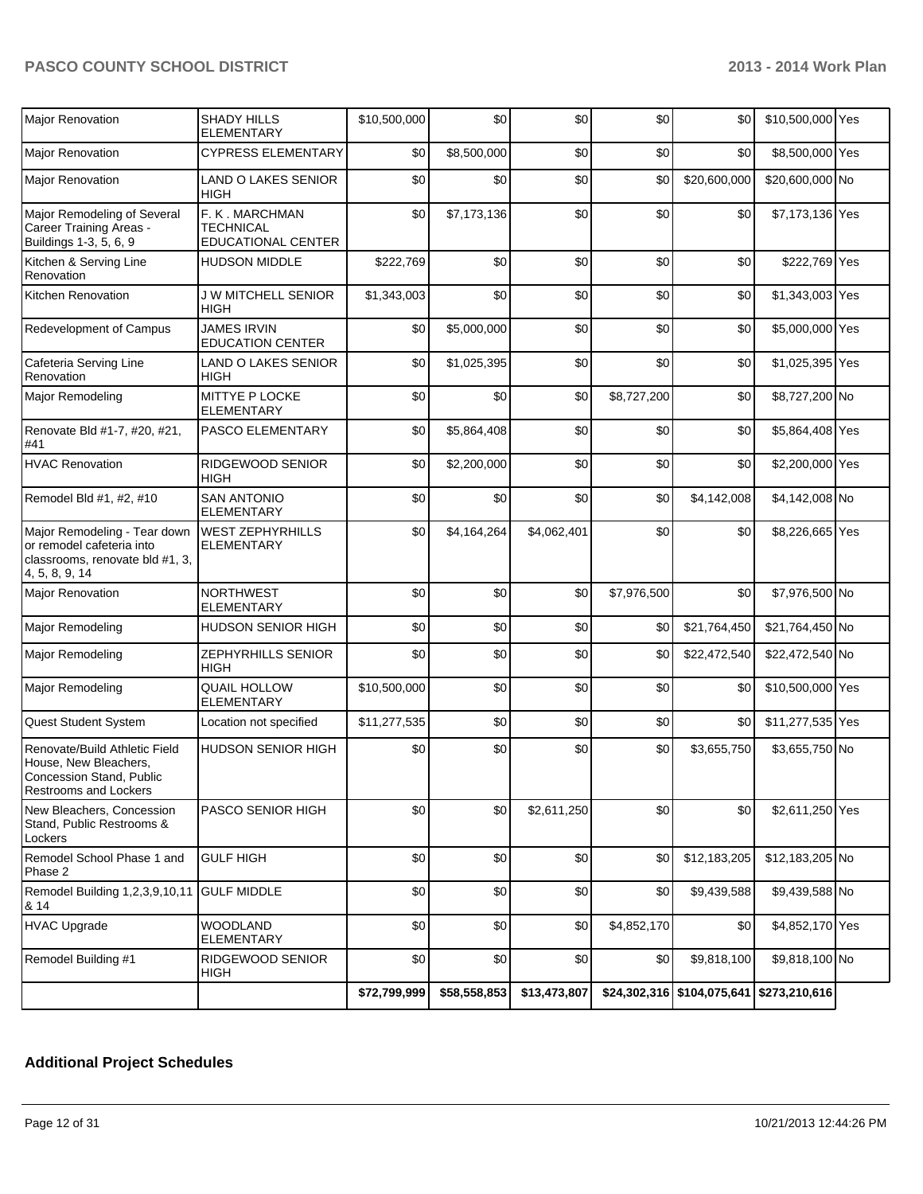| | | | | | | | | |
|---|---|---|---|---|---|---|---|---|
| Major Renovation | SHADY HILLS ELEMENTARY | $10,500,000 | $0 | $0 | $0 | $0 | $10,500,000 | Yes |
| Major Renovation | CYPRESS ELEMENTARY | $0 | $8,500,000 | $0 | $0 | $0 | $8,500,000 | Yes |
| Major Renovation | LAND O LAKES SENIOR HIGH | $0 | $0 | $0 | $0 | $20,600,000 | $20,600,000 | No |
| Major Remodeling of Several Career Training Areas - Buildings 1-3, 5, 6, 9 | F. K . MARCHMAN TECHNICAL EDUCATIONAL CENTER | $0 | $7,173,136 | $0 | $0 | $0 | $7,173,136 | Yes |
| Kitchen & Serving Line Renovation | HUDSON MIDDLE | $222,769 | $0 | $0 | $0 | $0 | $222,769 | Yes |
| Kitchen Renovation | J W MITCHELL SENIOR HIGH | $1,343,003 | $0 | $0 | $0 | $0 | $1,343,003 | Yes |
| Redevelopment of Campus | JAMES IRVIN EDUCATION CENTER | $0 | $5,000,000 | $0 | $0 | $0 | $5,000,000 | Yes |
| Cafeteria Serving Line Renovation | LAND O LAKES SENIOR HIGH | $0 | $1,025,395 | $0 | $0 | $0 | $1,025,395 | Yes |
| Major Remodeling | MITTYE P LOCKE ELEMENTARY | $0 | $0 | $0 | $8,727,200 | $0 | $8,727,200 | No |
| Renovate Bld #1-7, #20, #21, #41 | PASCO ELEMENTARY | $0 | $5,864,408 | $0 | $0 | $0 | $5,864,408 | Yes |
| HVAC Renovation | RIDGEWOOD SENIOR HIGH | $0 | $2,200,000 | $0 | $0 | $0 | $2,200,000 | Yes |
| Remodel Bld #1, #2, #10 | SAN ANTONIO ELEMENTARY | $0 | $0 | $0 | $0 | $4,142,008 | $4,142,008 | No |
| Major Remodeling - Tear down or remodel cafeteria into classrooms, renovate bld #1, 3, 4, 5, 8, 9, 14 | WEST ZEPHYRHILLS ELEMENTARY | $0 | $4,164,264 | $4,062,401 | $0 | $0 | $8,226,665 | Yes |
| Major Renovation | NORTHWEST ELEMENTARY | $0 | $0 | $0 | $7,976,500 | $0 | $7,976,500 | No |
| Major Remodeling | HUDSON SENIOR HIGH | $0 | $0 | $0 | $0 | $21,764,450 | $21,764,450 | No |
| Major Remodeling | ZEPHYRHILLS SENIOR HIGH | $0 | $0 | $0 | $0 | $22,472,540 | $22,472,540 | No |
| Major Remodeling | QUAIL HOLLOW ELEMENTARY | $10,500,000 | $0 | $0 | $0 | $0 | $10,500,000 | Yes |
| Quest Student System | Location not specified | $11,277,535 | $0 | $0 | $0 | $0 | $11,277,535 | Yes |
| Renovate/Build Athletic Field House, New Bleachers, Concession Stand, Public Restrooms and Lockers | HUDSON SENIOR HIGH | $0 | $0 | $0 | $0 | $3,655,750 | $3,655,750 | No |
| New Bleachers, Concession Stand, Public Restrooms & Lockers | PASCO SENIOR HIGH | $0 | $0 | $2,611,250 | $0 | $0 | $2,611,250 | Yes |
| Remodel School Phase 1 and Phase 2 | GULF HIGH | $0 | $0 | $0 | $0 | $12,183,205 | $12,183,205 | No |
| Remodel Building 1,2,3,9,10,11 & 14 | GULF MIDDLE | $0 | $0 | $0 | $0 | $9,439,588 | $9,439,588 | No |
| HVAC Upgrade | WOODLAND ELEMENTARY | $0 | $0 | $0 | $4,852,170 | $0 | $4,852,170 | Yes |
| Remodel Building #1 | RIDGEWOOD SENIOR HIGH | $0 | $0 | $0 | $0 | $9,818,100 | $9,818,100 | No |
| | | $72,799,999 | $58,558,853 | $13,473,807 | $24,302,316 | $104,075,641 | $273,210,616 | |

## Additional Project Schedules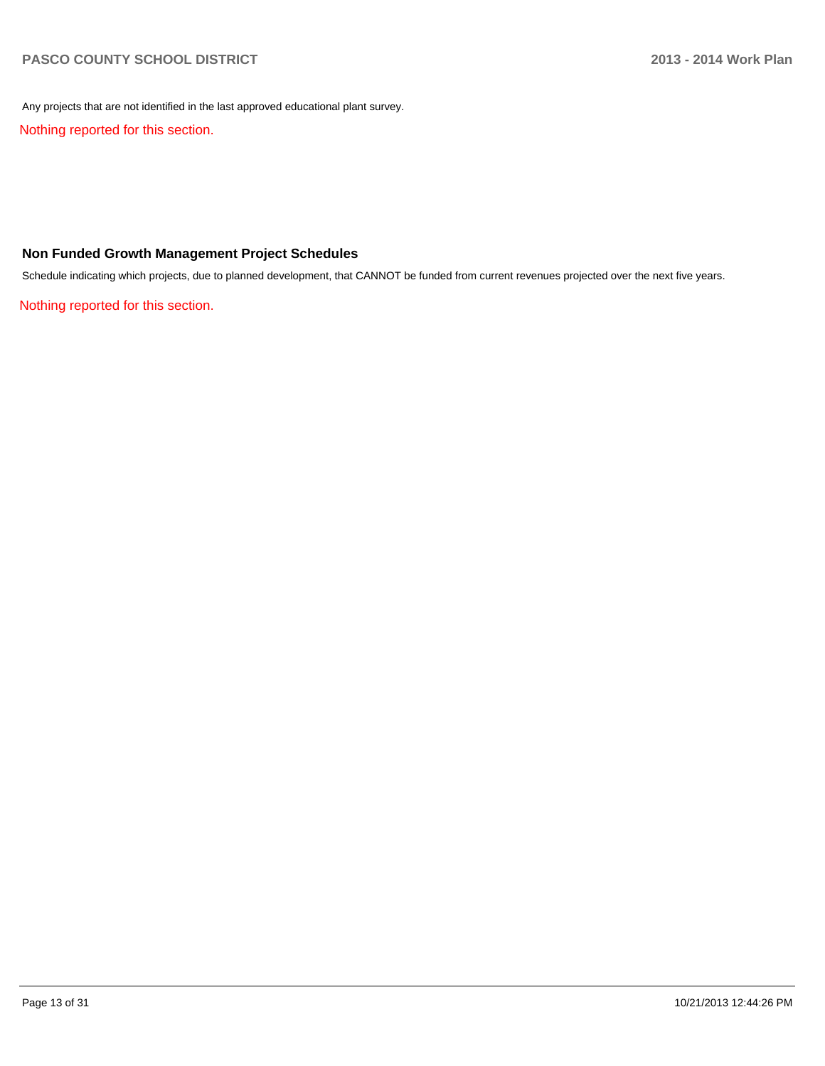Any projects that are not identified in the last approved educational plant survey.

Nothing reported for this section.

### Non Funded Growth Management Project Schedules

Schedule indicating which projects, due to planned development, that CANNOT be funded from current revenues projected over the next five years.

Nothing reported for this section.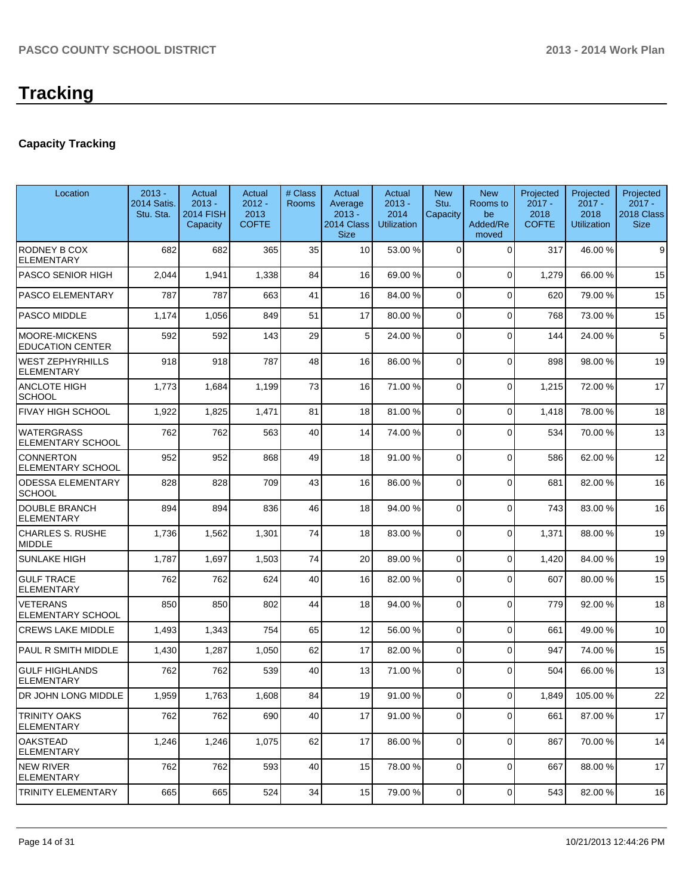# Tracking

## Capacity Tracking

| Location | 2013 - 2014 Satis. Stu. Sta. | Actual 2013 - 2014 FISH Capacity | Actual 2012 - 2013 COFTE | # Class Rooms | Actual Average 2013 - 2014 Class Size | Actual 2013 - 2014 Utilization | New Stu. Capacity | New Rooms to be Added/Removed | Projected 2017 - 2018 COFTE | Projected 2017 - 2018 Utilization | Projected 2017 - 2018 Class Size |
|---|---|---|---|---|---|---|---|---|---|---|---|
| RODNEY B COX ELEMENTARY | 682 | 682 | 365 | 35 | 10 | 53.00 % | 0 | 0 | 317 | 46.00 % | 9 |
| PASCO SENIOR HIGH | 2,044 | 1,941 | 1,338 | 84 | 16 | 69.00 % | 0 | 0 | 1,279 | 66.00 % | 15 |
| PASCO ELEMENTARY | 787 | 787 | 663 | 41 | 16 | 84.00 % | 0 | 0 | 620 | 79.00 % | 15 |
| PASCO MIDDLE | 1,174 | 1,056 | 849 | 51 | 17 | 80.00 % | 0 | 0 | 768 | 73.00 % | 15 |
| MOORE-MICKENS EDUCATION CENTER | 592 | 592 | 143 | 29 | 5 | 24.00 % | 0 | 0 | 144 | 24.00 % | 5 |
| WEST ZEPHYRHILLS ELEMENTARY | 918 | 918 | 787 | 48 | 16 | 86.00 % | 0 | 0 | 898 | 98.00 % | 19 |
| ANCLOTE HIGH SCHOOL | 1,773 | 1,684 | 1,199 | 73 | 16 | 71.00 % | 0 | 0 | 1,215 | 72.00 % | 17 |
| FIVAY HIGH SCHOOL | 1,922 | 1,825 | 1,471 | 81 | 18 | 81.00 % | 0 | 0 | 1,418 | 78.00 % | 18 |
| WATERGRASS ELEMENTARY SCHOOL | 762 | 762 | 563 | 40 | 14 | 74.00 % | 0 | 0 | 534 | 70.00 % | 13 |
| CONNERTON ELEMENTARY SCHOOL | 952 | 952 | 868 | 49 | 18 | 91.00 % | 0 | 0 | 586 | 62.00 % | 12 |
| ODESSA ELEMENTARY SCHOOL | 828 | 828 | 709 | 43 | 16 | 86.00 % | 0 | 0 | 681 | 82.00 % | 16 |
| DOUBLE BRANCH ELEMENTARY | 894 | 894 | 836 | 46 | 18 | 94.00 % | 0 | 0 | 743 | 83.00 % | 16 |
| CHARLES S. RUSHE MIDDLE | 1,736 | 1,562 | 1,301 | 74 | 18 | 83.00 % | 0 | 0 | 1,371 | 88.00 % | 19 |
| SUNLAKE HIGH | 1,787 | 1,697 | 1,503 | 74 | 20 | 89.00 % | 0 | 0 | 1,420 | 84.00 % | 19 |
| GULF TRACE ELEMENTARY | 762 | 762 | 624 | 40 | 16 | 82.00 % | 0 | 0 | 607 | 80.00 % | 15 |
| VETERANS ELEMENTARY SCHOOL | 850 | 850 | 802 | 44 | 18 | 94.00 % | 0 | 0 | 779 | 92.00 % | 18 |
| CREWS LAKE MIDDLE | 1,493 | 1,343 | 754 | 65 | 12 | 56.00 % | 0 | 0 | 661 | 49.00 % | 10 |
| PAUL R SMITH MIDDLE | 1,430 | 1,287 | 1,050 | 62 | 17 | 82.00 % | 0 | 0 | 947 | 74.00 % | 15 |
| GULF HIGHLANDS ELEMENTARY | 762 | 762 | 539 | 40 | 13 | 71.00 % | 0 | 0 | 504 | 66.00 % | 13 |
| DR JOHN LONG MIDDLE | 1,959 | 1,763 | 1,608 | 84 | 19 | 91.00 % | 0 | 0 | 1,849 | 105.00 % | 22 |
| TRINITY OAKS ELEMENTARY | 762 | 762 | 690 | 40 | 17 | 91.00 % | 0 | 0 | 661 | 87.00 % | 17 |
| OAKSTEAD ELEMENTARY | 1,246 | 1,246 | 1,075 | 62 | 17 | 86.00 % | 0 | 0 | 867 | 70.00 % | 14 |
| NEW RIVER ELEMENTARY | 762 | 762 | 593 | 40 | 15 | 78.00 % | 0 | 0 | 667 | 88.00 % | 17 |
| TRINITY ELEMENTARY | 665 | 665 | 524 | 34 | 15 | 79.00 % | 0 | 0 | 543 | 82.00 % | 16 |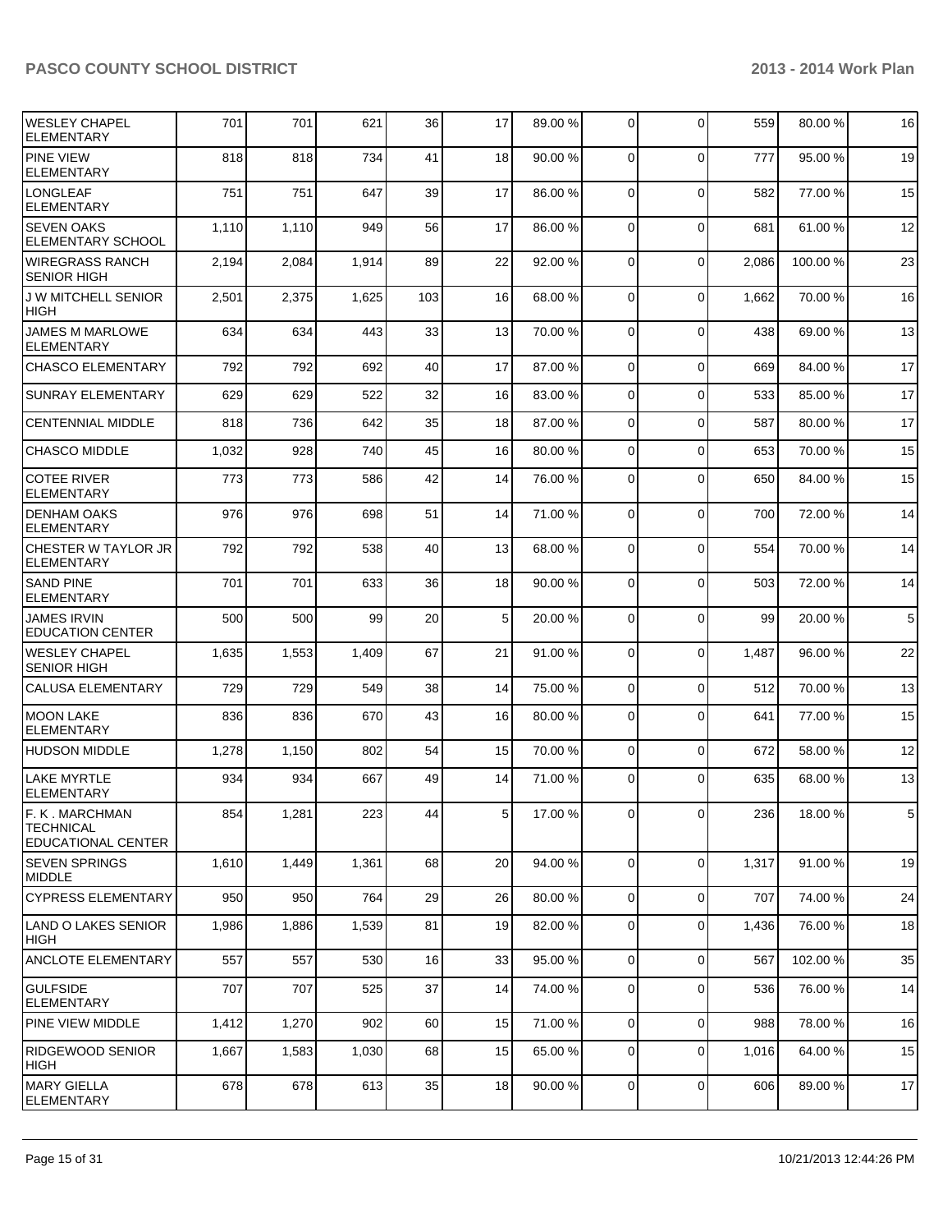| | | | | | | | | | | | |
|---|---|---|---|---|---|---|---|---|---|---|---|
| WESLEY CHAPEL ELEMENTARY | 701 | 701 | 621 | 36 | 17 | 89.00 % | 0 | 0 | 559 | 80.00 % | 16 |
| PINE VIEW ELEMENTARY | 818 | 818 | 734 | 41 | 18 | 90.00 % | 0 | 0 | 777 | 95.00 % | 19 |
| LONGLEAF ELEMENTARY | 751 | 751 | 647 | 39 | 17 | 86.00 % | 0 | 0 | 582 | 77.00 % | 15 |
| SEVEN OAKS ELEMENTARY SCHOOL | 1,110 | 1,110 | 949 | 56 | 17 | 86.00 % | 0 | 0 | 681 | 61.00 % | 12 |
| WIREGRASS RANCH SENIOR HIGH | 2,194 | 2,084 | 1,914 | 89 | 22 | 92.00 % | 0 | 0 | 2,086 | 100.00 % | 23 |
| J W MITCHELL SENIOR HIGH | 2,501 | 2,375 | 1,625 | 103 | 16 | 68.00 % | 0 | 0 | 1,662 | 70.00 % | 16 |
| JAMES M MARLOWE ELEMENTARY | 634 | 634 | 443 | 33 | 13 | 70.00 % | 0 | 0 | 438 | 69.00 % | 13 |
| CHASCO ELEMENTARY | 792 | 792 | 692 | 40 | 17 | 87.00 % | 0 | 0 | 669 | 84.00 % | 17 |
| SUNRAY ELEMENTARY | 629 | 629 | 522 | 32 | 16 | 83.00 % | 0 | 0 | 533 | 85.00 % | 17 |
| CENTENNIAL MIDDLE | 818 | 736 | 642 | 35 | 18 | 87.00 % | 0 | 0 | 587 | 80.00 % | 17 |
| CHASCO MIDDLE | 1,032 | 928 | 740 | 45 | 16 | 80.00 % | 0 | 0 | 653 | 70.00 % | 15 |
| COTEE RIVER ELEMENTARY | 773 | 773 | 586 | 42 | 14 | 76.00 % | 0 | 0 | 650 | 84.00 % | 15 |
| DENHAM OAKS ELEMENTARY | 976 | 976 | 698 | 51 | 14 | 71.00 % | 0 | 0 | 700 | 72.00 % | 14 |
| CHESTER W TAYLOR JR ELEMENTARY | 792 | 792 | 538 | 40 | 13 | 68.00 % | 0 | 0 | 554 | 70.00 % | 14 |
| SAND PINE ELEMENTARY | 701 | 701 | 633 | 36 | 18 | 90.00 % | 0 | 0 | 503 | 72.00 % | 14 |
| JAMES IRVIN EDUCATION CENTER | 500 | 500 | 99 | 20 | 5 | 20.00 % | 0 | 0 | 99 | 20.00 % | 5 |
| WESLEY CHAPEL SENIOR HIGH | 1,635 | 1,553 | 1,409 | 67 | 21 | 91.00 % | 0 | 0 | 1,487 | 96.00 % | 22 |
| CALUSA ELEMENTARY | 729 | 729 | 549 | 38 | 14 | 75.00 % | 0 | 0 | 512 | 70.00 % | 13 |
| MOON LAKE ELEMENTARY | 836 | 836 | 670 | 43 | 16 | 80.00 % | 0 | 0 | 641 | 77.00 % | 15 |
| HUDSON MIDDLE | 1,278 | 1,150 | 802 | 54 | 15 | 70.00 % | 0 | 0 | 672 | 58.00 % | 12 |
| LAKE MYRTLE ELEMENTARY | 934 | 934 | 667 | 49 | 14 | 71.00 % | 0 | 0 | 635 | 68.00 % | 13 |
| F. K . MARCHMAN TECHNICAL EDUCATIONAL CENTER | 854 | 1,281 | 223 | 44 | 5 | 17.00 % | 0 | 0 | 236 | 18.00 % | 5 |
| SEVEN SPRINGS MIDDLE | 1,610 | 1,449 | 1,361 | 68 | 20 | 94.00 % | 0 | 0 | 1,317 | 91.00 % | 19 |
| CYPRESS ELEMENTARY | 950 | 950 | 764 | 29 | 26 | 80.00 % | 0 | 0 | 707 | 74.00 % | 24 |
| LAND O LAKES SENIOR HIGH | 1,986 | 1,886 | 1,539 | 81 | 19 | 82.00 % | 0 | 0 | 1,436 | 76.00 % | 18 |
| ANCLOTE ELEMENTARY | 557 | 557 | 530 | 16 | 33 | 95.00 % | 0 | 0 | 567 | 102.00 % | 35 |
| GULFSIDE ELEMENTARY | 707 | 707 | 525 | 37 | 14 | 74.00 % | 0 | 0 | 536 | 76.00 % | 14 |
| PINE VIEW MIDDLE | 1,412 | 1,270 | 902 | 60 | 15 | 71.00 % | 0 | 0 | 988 | 78.00 % | 16 |
| RIDGEWOOD SENIOR HIGH | 1,667 | 1,583 | 1,030 | 68 | 15 | 65.00 % | 0 | 0 | 1,016 | 64.00 % | 15 |
| MARY GIELLA ELEMENTARY | 678 | 678 | 613 | 35 | 18 | 90.00 % | 0 | 0 | 606 | 89.00 % | 17 |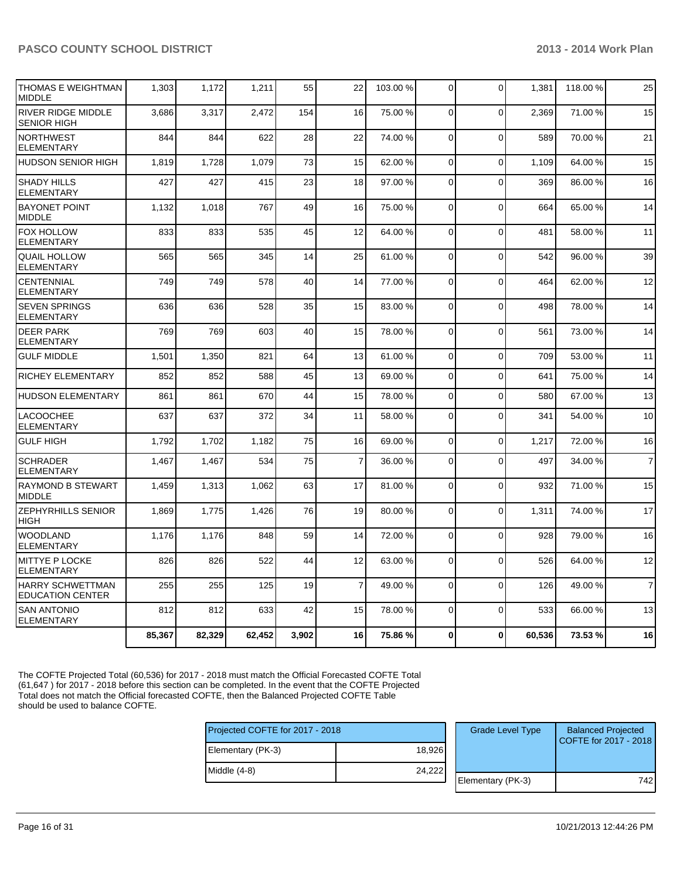| | | | | | | | | | | | |
|---|---|---|---|---|---|---|---|---|---|---|---|
| THOMAS E WEIGHTMAN MIDDLE | 1,303 | 1,172 | 1,211 | 55 | 22 | 103.00 % | 0 | 0 | 1,381 | 118.00 % | 25 |
| RIVER RIDGE MIDDLE SENIOR HIGH | 3,686 | 3,317 | 2,472 | 154 | 16 | 75.00 % | 0 | 0 | 2,369 | 71.00 % | 15 |
| NORTHWEST ELEMENTARY | 844 | 844 | 622 | 28 | 22 | 74.00 % | 0 | 0 | 589 | 70.00 % | 21 |
| HUDSON SENIOR HIGH | 1,819 | 1,728 | 1,079 | 73 | 15 | 62.00 % | 0 | 0 | 1,109 | 64.00 % | 15 |
| SHADY HILLS ELEMENTARY | 427 | 427 | 415 | 23 | 18 | 97.00 % | 0 | 0 | 369 | 86.00 % | 16 |
| BAYONET POINT MIDDLE | 1,132 | 1,018 | 767 | 49 | 16 | 75.00 % | 0 | 0 | 664 | 65.00 % | 14 |
| FOX HOLLOW ELEMENTARY | 833 | 833 | 535 | 45 | 12 | 64.00 % | 0 | 0 | 481 | 58.00 % | 11 |
| QUAIL HOLLOW ELEMENTARY | 565 | 565 | 345 | 14 | 25 | 61.00 % | 0 | 0 | 542 | 96.00 % | 39 |
| CENTENNIAL ELEMENTARY | 749 | 749 | 578 | 40 | 14 | 77.00 % | 0 | 0 | 464 | 62.00 % | 12 |
| SEVEN SPRINGS ELEMENTARY | 636 | 636 | 528 | 35 | 15 | 83.00 % | 0 | 0 | 498 | 78.00 % | 14 |
| DEER PARK ELEMENTARY | 769 | 769 | 603 | 40 | 15 | 78.00 % | 0 | 0 | 561 | 73.00 % | 14 |
| GULF MIDDLE | 1,501 | 1,350 | 821 | 64 | 13 | 61.00 % | 0 | 0 | 709 | 53.00 % | 11 |
| RICHEY ELEMENTARY | 852 | 852 | 588 | 45 | 13 | 69.00 % | 0 | 0 | 641 | 75.00 % | 14 |
| HUDSON ELEMENTARY | 861 | 861 | 670 | 44 | 15 | 78.00 % | 0 | 0 | 580 | 67.00 % | 13 |
| LACOOCHEE ELEMENTARY | 637 | 637 | 372 | 34 | 11 | 58.00 % | 0 | 0 | 341 | 54.00 % | 10 |
| GULF HIGH | 1,792 | 1,702 | 1,182 | 75 | 16 | 69.00 % | 0 | 0 | 1,217 | 72.00 % | 16 |
| SCHRADER ELEMENTARY | 1,467 | 1,467 | 534 | 75 | 7 | 36.00 % | 0 | 0 | 497 | 34.00 % | 7 |
| RAYMOND B STEWART MIDDLE | 1,459 | 1,313 | 1,062 | 63 | 17 | 81.00 % | 0 | 0 | 932 | 71.00 % | 15 |
| ZEPHYRHILLS SENIOR HIGH | 1,869 | 1,775 | 1,426 | 76 | 19 | 80.00 % | 0 | 0 | 1,311 | 74.00 % | 17 |
| WOODLAND ELEMENTARY | 1,176 | 1,176 | 848 | 59 | 14 | 72.00 % | 0 | 0 | 928 | 79.00 % | 16 |
| MITTYE P LOCKE ELEMENTARY | 826 | 826 | 522 | 44 | 12 | 63.00 % | 0 | 0 | 526 | 64.00 % | 12 |
| HARRY SCHWETTMAN EDUCATION CENTER | 255 | 255 | 125 | 19 | 7 | 49.00 % | 0 | 0 | 126 | 49.00 % | 7 |
| SAN ANTONIO ELEMENTARY | 812 | 812 | 633 | 42 | 15 | 78.00 % | 0 | 0 | 533 | 66.00 % | 13 |
| | **85,367** | **82,329** | **62,452** | **3,902** | **16** | **75.86 %** | **0** | **0** | **60,536** | **73.53 %** | **16** |

The COFTE Projected Total (60,536) for 2017 - 2018 must match the Official Forecasted COFTE Total (61,647 ) for 2017 - 2018 before this section can be completed. In the event that the COFTE Projected Total does not match the Official forecasted COFTE, then the Balanced Projected COFTE Table should be used to balance COFTE.

| Projected COFTE for 2017 - 2018 | |
|---|---|
| Elementary (PK-3) | 18,926 |
| Middle (4-8) | 24,222 |

| Grade Level Type | Balanced Projected COFTE for 2017 - 2018 |
|---|---|
| Elementary (PK-3) | 742 |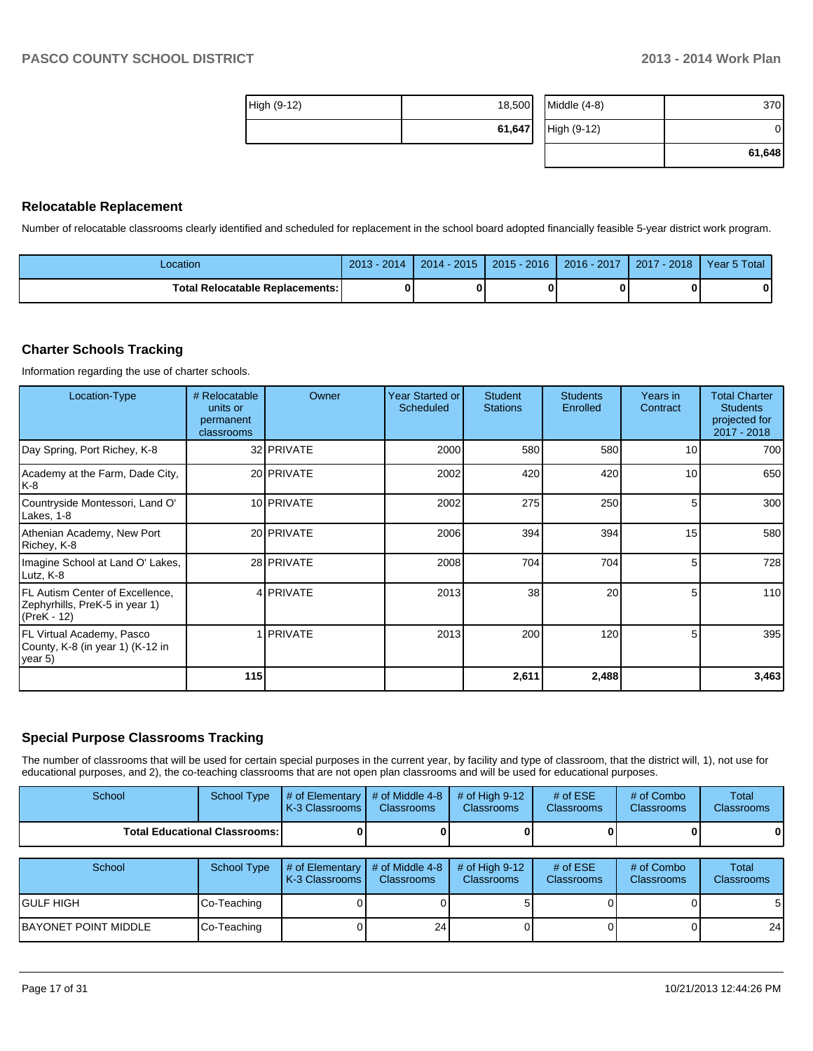| | |
|---|---|
| High (9-12) | 18,500 |
| | **61,647** |

| | |
|---|---|
| Middle (4-8) | 370 |
| High (9-12) | 0 |
| | **61,648** |

## Relocatable Replacement

Number of relocatable classrooms clearly identified and scheduled for replacement in the school board adopted financially feasible 5-year district work program.

| Location | 2013 - 2014 | 2014 - 2015 | 2015 - 2016 | 2016 - 2017 | 2017 - 2018 | Year 5 Total |
|---|---|---|---|---|---|---|
| **Total Relocatable Replacements:** | **0** | **0** | **0** | **0** | **0** | **0** |

## Charter Schools Tracking

Information regarding the use of charter schools.

| Location-Type | # Relocatable units or permanent classrooms | Owner | Year Started or Scheduled | Student Stations | Students Enrolled | Years in Contract | Total Charter Students projected for 2017 - 2018 |
|---|---|---|---|---|---|---|---|
| Day Spring, Port Richey, K-8 | 32 | PRIVATE | 2000 | 580 | 580 | 10 | 700 |
| Academy at the Farm, Dade City, K-8 | 20 | PRIVATE | 2002 | 420 | 420 | 10 | 650 |
| Countryside Montessori, Land O' Lakes, 1-8 | 10 | PRIVATE | 2002 | 275 | 250 | 5 | 300 |
| Athenian Academy, New Port Richey, K-8 | 20 | PRIVATE | 2006 | 394 | 394 | 15 | 580 |
| Imagine School at Land O' Lakes, Lutz, K-8 | 28 | PRIVATE | 2008 | 704 | 704 | 5 | 728 |
| FL Autism Center of Excellence, Zephyrhills, PreK-5 in year 1) (PreK - 12) | 4 | PRIVATE | 2013 | 38 | 20 | 5 | 110 |
| FL Virtual Academy, Pasco County, K-8 (in year 1) (K-12 in year 5) | 1 | PRIVATE | 2013 | 200 | 120 | 5 | 395 |
| | **115** | | | **2,611** | **2,488** | | **3,463** |

## Special Purpose Classrooms Tracking

The number of classrooms that will be used for certain special purposes in the current year, by facility and type of classroom, that the district will, 1), not use for educational purposes, and 2), the co-teaching classrooms that are not open plan classrooms and will be used for educational purposes.

| School | School Type | # of Elementary K-3 Classrooms | # of Middle 4-8 Classrooms | # of High 9-12 Classrooms | # of ESE Classrooms | # of Combo Classrooms | Total Classrooms |
|---|---|---|---|---|---|---|---|
| **Total Educational Classrooms:** | | **0** | **0** | **0** | **0** | **0** | **0** |

| School | School Type | # of Elementary K-3 Classrooms | # of Middle 4-8 Classrooms | # of High 9-12 Classrooms | # of ESE Classrooms | # of Combo Classrooms | Total Classrooms |
|---|---|---|---|---|---|---|---|
| GULF HIGH | Co-Teaching | 0 | 0 | 5 | 0 | 0 | 5 |
| BAYONET POINT MIDDLE | Co-Teaching | 0 | 24 | 0 | 0 | 0 | 24 |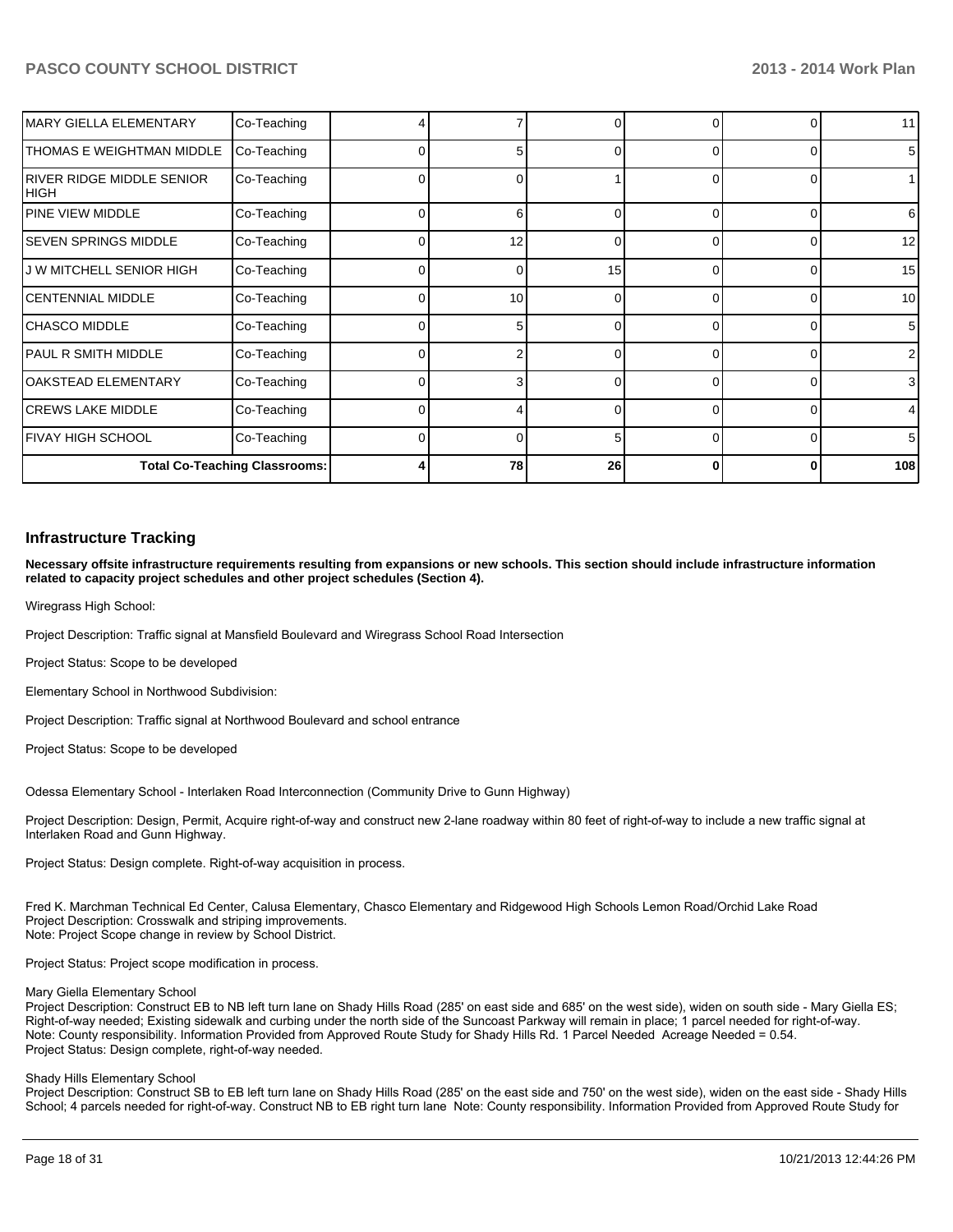| MARY GIELLA ELEMENTARY | Co-Teaching | 4 | 7 | 0 | 0 | 0 | 11 |
|---|---|---|---|---|---|---|---|
| THOMAS E WEIGHTMAN MIDDLE | Co-Teaching | 0 | 5 | 0 | 0 | 0 | 5 |
| RIVER RIDGE MIDDLE SENIOR HIGH | Co-Teaching | 0 | 0 | 1 | 0 | 0 | 1 |
| PINE VIEW MIDDLE | Co-Teaching | 0 | 6 | 0 | 0 | 0 | 6 |
| SEVEN SPRINGS MIDDLE | Co-Teaching | 0 | 12 | 0 | 0 | 0 | 12 |
| J W MITCHELL SENIOR HIGH | Co-Teaching | 0 | 0 | 15 | 0 | 0 | 15 |
| CENTENNIAL MIDDLE | Co-Teaching | 0 | 10 | 0 | 0 | 0 | 10 |
| CHASCO MIDDLE | Co-Teaching | 0 | 5 | 0 | 0 | 0 | 5 |
| PAUL R SMITH MIDDLE | Co-Teaching | 0 | 2 | 0 | 0 | 0 | 2 |
| OAKSTEAD ELEMENTARY | Co-Teaching | 0 | 3 | 0 | 0 | 0 | 3 |
| CREWS LAKE MIDDLE | Co-Teaching | 0 | 4 | 0 | 0 | 0 | 4 |
| FIVAY HIGH SCHOOL | Co-Teaching | 0 | 0 | 5 | 0 | 0 | 5 |
| Total Co-Teaching Classrooms: | | 4 | 78 | 26 | 0 | 0 | 108 |

## Infrastructure Tracking

**Necessary offsite infrastructure requirements resulting from expansions or new schools. This section should include infrastructure information related to capacity project schedules and other project schedules (Section 4).**

Wiregrass High School:

Project Description: Traffic signal at Mansfield Boulevard and Wiregrass School Road Intersection

Project Status: Scope to be developed

Elementary School in Northwood Subdivision:

Project Description: Traffic signal at Northwood Boulevard and school entrance

Project Status: Scope to be developed

Odessa Elementary School - Interlaken Road Interconnection (Community Drive to Gunn Highway)

Project Description: Design, Permit, Acquire right-of-way and construct new 2-lane roadway within 80 feet of right-of-way to include a new traffic signal at Interlaken Road and Gunn Highway.

Project Status: Design complete. Right-of-way acquisition in process.

Fred K. Marchman Technical Ed Center, Calusa Elementary, Chasco Elementary and Ridgewood High Schools Lemon Road/Orchid Lake Road
Project Description: Crosswalk and striping improvements.
Note: Project Scope change in review by School District.

Project Status: Project scope modification in process.

Mary Giella Elementary School
Project Description: Construct EB to NB left turn lane on Shady Hills Road (285' on east side and 685' on the west side), widen on south side - Mary Giella ES; Right-of-way needed; Existing sidewalk and curbing under the north side of the Suncoast Parkway will remain in place; 1 parcel needed for right-of-way.
Note: County responsibility. Information Provided from Approved Route Study for Shady Hills Rd. 1 Parcel Needed Acreage Needed = 0.54.
Project Status: Design complete, right-of-way needed.

Shady Hills Elementary School
Project Description: Construct SB to EB left turn lane on Shady Hills Road (285' on the east side and 750' on the west side), widen on the east side - Shady Hills School; 4 parcels needed for right-of-way. Construct NB to EB right turn lane Note: County responsibility. Information Provided from Approved Route Study for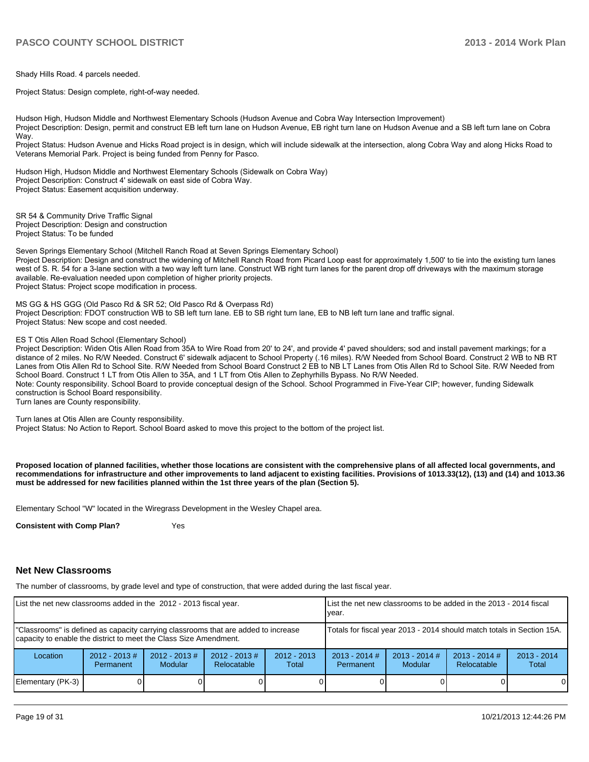Shady Hills Road. 4 parcels needed.

Project Status: Design complete, right-of-way needed.

Hudson High, Hudson Middle and Northwest Elementary Schools (Hudson Avenue and Cobra Way Intersection Improvement)
Project Description: Design, permit and construct EB left turn lane on Hudson Avenue, EB right turn lane on Hudson Avenue and a SB left turn lane on Cobra Way.
Project Status: Hudson Avenue and Hicks Road project is in design, which will include sidewalk at the intersection, along Cobra Way and along Hicks Road to Veterans Memorial Park. Project is being funded from Penny for Pasco.

Hudson High, Hudson Middle and Northwest Elementary Schools (Sidewalk on Cobra Way)
Project Description: Construct 4' sidewalk on east side of Cobra Way.
Project Status: Easement acquisition underway.

SR 54 & Community Drive Traffic Signal
Project Description: Design and construction
Project Status: To be funded

Seven Springs Elementary School (Mitchell Ranch Road at Seven Springs Elementary School)
Project Description: Design and construct the widening of Mitchell Ranch Road from Picard Loop east for approximately 1,500' to tie into the existing turn lanes west of S. R. 54 for a 3-lane section with a two way left turn lane. Construct WB right turn lanes for the parent drop off driveways with the maximum storage available. Re-evaluation needed upon completion of higher priority projects.
Project Status: Project scope modification in process.

MS GG & HS GGG (Old Pasco Rd & SR 52; Old Pasco Rd & Overpass Rd)
Project Description: FDOT construction WB to SB left turn lane. EB to SB right turn lane, EB to NB left turn lane and traffic signal.
Project Status: New scope and cost needed.

ES T Otis Allen Road School (Elementary School)
Project Description: Widen Otis Allen Road from 35A to Wire Road from 20' to 24', and provide 4' paved shoulders; sod and install pavement markings; for a distance of 2 miles. No R/W Needed. Construct 6' sidewalk adjacent to School Property (.16 miles). R/W Needed from School Board. Construct 2 WB to NB RT Lanes from Otis Allen Rd to School Site. R/W Needed from School Board Construct 2 EB to NB LT Lanes from Otis Allen Rd to School Site. R/W Needed from School Board. Construct 1 LT from Otis Allen to 35A, and 1 LT from Otis Allen to Zephyrhills Bypass. No R/W Needed.
Note: County responsibility. School Board to provide conceptual design of the School. School Programmed in Five-Year CIP; however, funding Sidewalk construction is School Board responsibility.
Turn lanes are County responsibility.

Turn lanes at Otis Allen are County responsibility.
Project Status: No Action to Report. School Board asked to move this project to the bottom of the project list.

**Proposed location of planned facilities, whether those locations are consistent with the comprehensive plans of all affected local governments, and recommendations for infrastructure and other improvements to land adjacent to existing facilities. Provisions of 1013.33(12), (13) and (14) and 1013.36 must be addressed for new facilities planned within the 1st three years of the plan (Section 5).**

Elementary School "W" located in the Wiregrass Development in the Wesley Chapel area.

**Consistent with Comp Plan?** Yes

## Net New Classrooms

The number of classrooms, by grade level and type of construction, that were added during the last fiscal year.

| List the net new classrooms added in the 2012 - 2013 fiscal year. | | | | | List the net new classrooms to be added in the 2013 - 2014 fiscal year. | | | |
|---|---|---|---|---|---|---|---|---|
| "Classrooms" is defined as capacity carrying classrooms that are added to increase capacity to enable the district to meet the Class Size Amendment. | | | | | Totals for fiscal year 2013 - 2014 should match totals in Section 15A. | | | |
| Location | 2012 - 2013 # Permanent | 2012 - 2013 # Modular | 2012 - 2013 # Relocatable | 2012 - 2013 Total | 2013 - 2014 # Permanent | 2013 - 2014 # Modular | 2013 - 2014 # Relocatable | 2013 - 2014 Total |
| Elementary (PK-3) | 0 | 0 | 0 | 0 | 0 | 0 | 0 | 0 |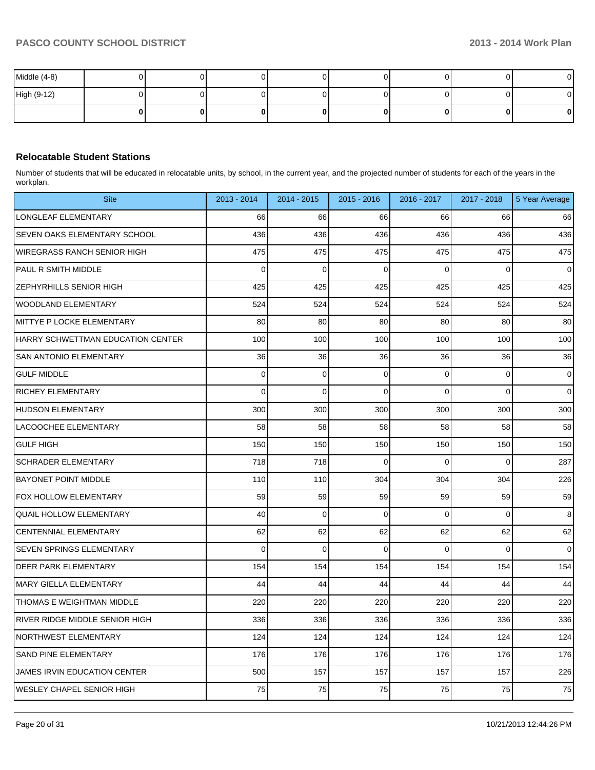| | | | | | | | | |
|---|---|---|---|---|---|---|---|---|
| Middle (4-8) | 0 | 0 | 0 | 0 | 0 | 0 | 0 | 0 |
| High (9-12) | 0 | 0 | 0 | 0 | 0 | 0 | 0 | 0 |
| | **0** | **0** | **0** | **0** | **0** | **0** | **0** | **0** |

### Relocatable Student Stations

Number of students that will be educated in relocatable units, by school, in the current year, and the projected number of students for each of the years in the workplan.

| Site | 2013 - 2014 | 2014 - 2015 | 2015 - 2016 | 2016 - 2017 | 2017 - 2018 | 5 Year Average |
|---|---|---|---|---|---|---|
| LONGLEAF ELEMENTARY | 66 | 66 | 66 | 66 | 66 | 66 |
| SEVEN OAKS ELEMENTARY SCHOOL | 436 | 436 | 436 | 436 | 436 | 436 |
| WIREGRASS RANCH SENIOR HIGH | 475 | 475 | 475 | 475 | 475 | 475 |
| PAUL R SMITH MIDDLE | 0 | 0 | 0 | 0 | 0 | 0 |
| ZEPHYRHILLS SENIOR HIGH | 425 | 425 | 425 | 425 | 425 | 425 |
| WOODLAND ELEMENTARY | 524 | 524 | 524 | 524 | 524 | 524 |
| MITTYE P LOCKE ELEMENTARY | 80 | 80 | 80 | 80 | 80 | 80 |
| HARRY SCHWETTMAN EDUCATION CENTER | 100 | 100 | 100 | 100 | 100 | 100 |
| SAN ANTONIO ELEMENTARY | 36 | 36 | 36 | 36 | 36 | 36 |
| GULF MIDDLE | 0 | 0 | 0 | 0 | 0 | 0 |
| RICHEY ELEMENTARY | 0 | 0 | 0 | 0 | 0 | 0 |
| HUDSON ELEMENTARY | 300 | 300 | 300 | 300 | 300 | 300 |
| LACOOCHEE ELEMENTARY | 58 | 58 | 58 | 58 | 58 | 58 |
| GULF HIGH | 150 | 150 | 150 | 150 | 150 | 150 |
| SCHRADER ELEMENTARY | 718 | 718 | 0 | 0 | 0 | 287 |
| BAYONET POINT MIDDLE | 110 | 110 | 304 | 304 | 304 | 226 |
| FOX HOLLOW ELEMENTARY | 59 | 59 | 59 | 59 | 59 | 59 |
| QUAIL HOLLOW ELEMENTARY | 40 | 0 | 0 | 0 | 0 | 8 |
| CENTENNIAL ELEMENTARY | 62 | 62 | 62 | 62 | 62 | 62 |
| SEVEN SPRINGS ELEMENTARY | 0 | 0 | 0 | 0 | 0 | 0 |
| DEER PARK ELEMENTARY | 154 | 154 | 154 | 154 | 154 | 154 |
| MARY GIELLA ELEMENTARY | 44 | 44 | 44 | 44 | 44 | 44 |
| THOMAS E WEIGHTMAN MIDDLE | 220 | 220 | 220 | 220 | 220 | 220 |
| RIVER RIDGE MIDDLE SENIOR HIGH | 336 | 336 | 336 | 336 | 336 | 336 |
| NORTHWEST ELEMENTARY | 124 | 124 | 124 | 124 | 124 | 124 |
| SAND PINE ELEMENTARY | 176 | 176 | 176 | 176 | 176 | 176 |
| JAMES IRVIN EDUCATION CENTER | 500 | 157 | 157 | 157 | 157 | 226 |
| WESLEY CHAPEL SENIOR HIGH | 75 | 75 | 75 | 75 | 75 | 75 |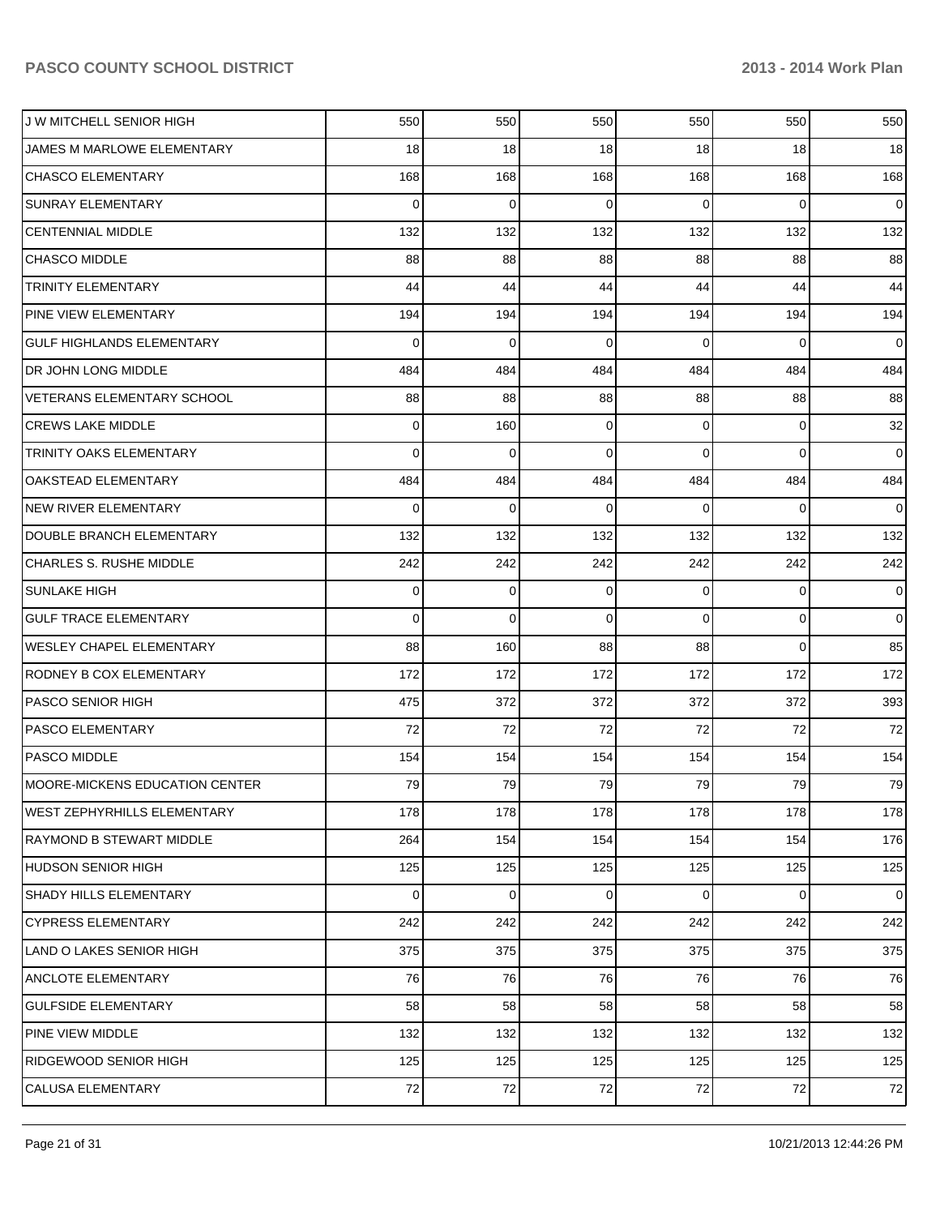| J W MITCHELL SENIOR HIGH | 550 | 550 | 550 | 550 | 550 | 550 |
|---|---|---|---|---|---|---|
| JAMES M MARLOWE ELEMENTARY | 18 | 18 | 18 | 18 | 18 | 18 |
| CHASCO ELEMENTARY | 168 | 168 | 168 | 168 | 168 | 168 |
| SUNRAY ELEMENTARY | 0 | 0 | 0 | 0 | 0 | 0 |
| CENTENNIAL MIDDLE | 132 | 132 | 132 | 132 | 132 | 132 |
| CHASCO MIDDLE | 88 | 88 | 88 | 88 | 88 | 88 |
| TRINITY ELEMENTARY | 44 | 44 | 44 | 44 | 44 | 44 |
| PINE VIEW ELEMENTARY | 194 | 194 | 194 | 194 | 194 | 194 |
| GULF HIGHLANDS ELEMENTARY | 0 | 0 | 0 | 0 | 0 | 0 |
| DR JOHN LONG MIDDLE | 484 | 484 | 484 | 484 | 484 | 484 |
| VETERANS ELEMENTARY SCHOOL | 88 | 88 | 88 | 88 | 88 | 88 |
| CREWS LAKE MIDDLE | 0 | 160 | 0 | 0 | 0 | 32 |
| TRINITY OAKS ELEMENTARY | 0 | 0 | 0 | 0 | 0 | 0 |
| OAKSTEAD ELEMENTARY | 484 | 484 | 484 | 484 | 484 | 484 |
| NEW RIVER ELEMENTARY | 0 | 0 | 0 | 0 | 0 | 0 |
| DOUBLE BRANCH ELEMENTARY | 132 | 132 | 132 | 132 | 132 | 132 |
| CHARLES S. RUSHE MIDDLE | 242 | 242 | 242 | 242 | 242 | 242 |
| SUNLAKE HIGH | 0 | 0 | 0 | 0 | 0 | 0 |
| GULF TRACE ELEMENTARY | 0 | 0 | 0 | 0 | 0 | 0 |
| WESLEY CHAPEL ELEMENTARY | 88 | 160 | 88 | 88 | 0 | 85 |
| RODNEY B COX ELEMENTARY | 172 | 172 | 172 | 172 | 172 | 172 |
| PASCO SENIOR HIGH | 475 | 372 | 372 | 372 | 372 | 393 |
| PASCO ELEMENTARY | 72 | 72 | 72 | 72 | 72 | 72 |
| PASCO MIDDLE | 154 | 154 | 154 | 154 | 154 | 154 |
| MOORE-MICKENS EDUCATION CENTER | 79 | 79 | 79 | 79 | 79 | 79 |
| WEST ZEPHYRHILLS ELEMENTARY | 178 | 178 | 178 | 178 | 178 | 178 |
| RAYMOND B STEWART MIDDLE | 264 | 154 | 154 | 154 | 154 | 176 |
| HUDSON SENIOR HIGH | 125 | 125 | 125 | 125 | 125 | 125 |
| SHADY HILLS ELEMENTARY | 0 | 0 | 0 | 0 | 0 | 0 |
| CYPRESS ELEMENTARY | 242 | 242 | 242 | 242 | 242 | 242 |
| LAND O LAKES SENIOR HIGH | 375 | 375 | 375 | 375 | 375 | 375 |
| ANCLOTE ELEMENTARY | 76 | 76 | 76 | 76 | 76 | 76 |
| GULFSIDE ELEMENTARY | 58 | 58 | 58 | 58 | 58 | 58 |
| PINE VIEW MIDDLE | 132 | 132 | 132 | 132 | 132 | 132 |
| RIDGEWOOD SENIOR HIGH | 125 | 125 | 125 | 125 | 125 | 125 |
| CALUSA ELEMENTARY | 72 | 72 | 72 | 72 | 72 | 72 |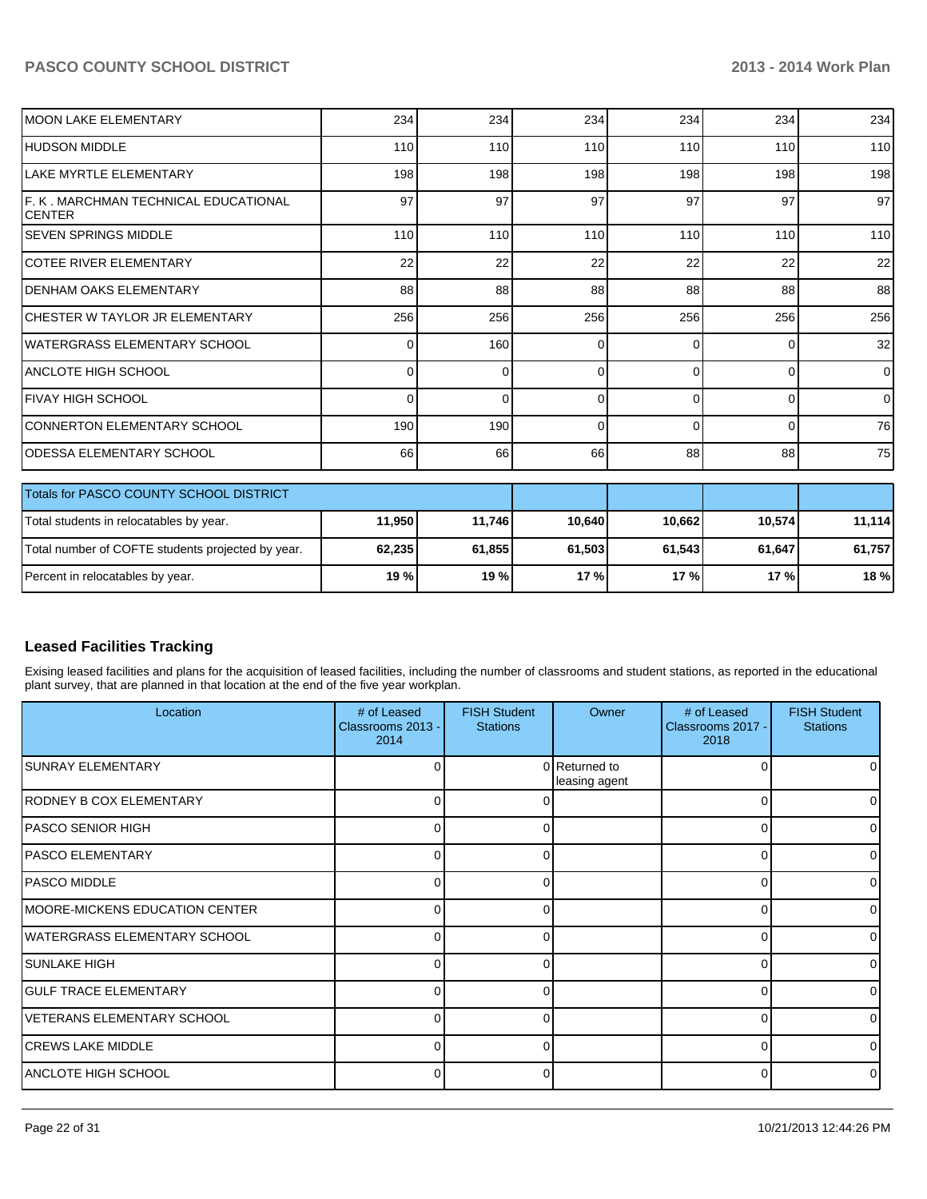| | | | | | | |
|---|---|---|---|---|---|---|
| MOON LAKE ELEMENTARY | 234 | 234 | 234 | 234 | 234 | 234 |
| HUDSON MIDDLE | 110 | 110 | 110 | 110 | 110 | 110 |
| LAKE MYRTLE ELEMENTARY | 198 | 198 | 198 | 198 | 198 | 198 |
| F. K . MARCHMAN TECHNICAL EDUCATIONAL CENTER | 97 | 97 | 97 | 97 | 97 | 97 |
| SEVEN SPRINGS MIDDLE | 110 | 110 | 110 | 110 | 110 | 110 |
| COTEE RIVER ELEMENTARY | 22 | 22 | 22 | 22 | 22 | 22 |
| DENHAM OAKS ELEMENTARY | 88 | 88 | 88 | 88 | 88 | 88 |
| CHESTER W TAYLOR JR ELEMENTARY | 256 | 256 | 256 | 256 | 256 | 256 |
| WATERGRASS ELEMENTARY SCHOOL | 0 | 160 | 0 | 0 | 0 | 32 |
| ANCLOTE HIGH SCHOOL | 0 | 0 | 0 | 0 | 0 | 0 |
| FIVAY HIGH SCHOOL | 0 | 0 | 0 | 0 | 0 | 0 |
| CONNERTON ELEMENTARY SCHOOL | 190 | 190 | 0 | 0 | 0 | 76 |
| ODESSA ELEMENTARY SCHOOL | 66 | 66 | 66 | 88 | 88 | 75 |

| Totals for PASCO COUNTY SCHOOL DISTRICT | | | | | | |
|---|---|---|---|---|---|---|
| Total students in relocatables by year. | **11,950** | **11,746** | **10,640** | **10,662** | **10,574** | **11,114** |
| Total number of COFTE students projected by year. | **62,235** | **61,855** | **61,503** | **61,543** | **61,647** | **61,757** |
| Percent in relocatables by year. | **19 %** | **19 %** | **17 %** | **17 %** | **17 %** | **18 %** |

## Leased Facilities Tracking

Exising leased facilities and plans for the acquisition of leased facilities, including the number of classrooms and student stations, as reported in the educational plant survey, that are planned in that location at the end of the five year workplan.

| Location | # of Leased Classrooms 2013 - 2014 | FISH Student Stations | Owner | # of Leased Classrooms 2017 - 2018 | FISH Student Stations |
|---|---|---|---|---|---|
| SUNRAY ELEMENTARY | 0 | 0 | Returned to leasing agent | 0 | 0 |
| RODNEY B COX ELEMENTARY | 0 | 0 | | 0 | 0 |
| PASCO SENIOR HIGH | 0 | 0 | | 0 | 0 |
| PASCO ELEMENTARY | 0 | 0 | | 0 | 0 |
| PASCO MIDDLE | 0 | 0 | | 0 | 0 |
| MOORE-MICKENS EDUCATION CENTER | 0 | 0 | | 0 | 0 |
| WATERGRASS ELEMENTARY SCHOOL | 0 | 0 | | 0 | 0 |
| SUNLAKE HIGH | 0 | 0 | | 0 | 0 |
| GULF TRACE ELEMENTARY | 0 | 0 | | 0 | 0 |
| VETERANS ELEMENTARY SCHOOL | 0 | 0 | | 0 | 0 |
| CREWS LAKE MIDDLE | 0 | 0 | | 0 | 0 |
| ANCLOTE HIGH SCHOOL | 0 | 0 | | 0 | 0 |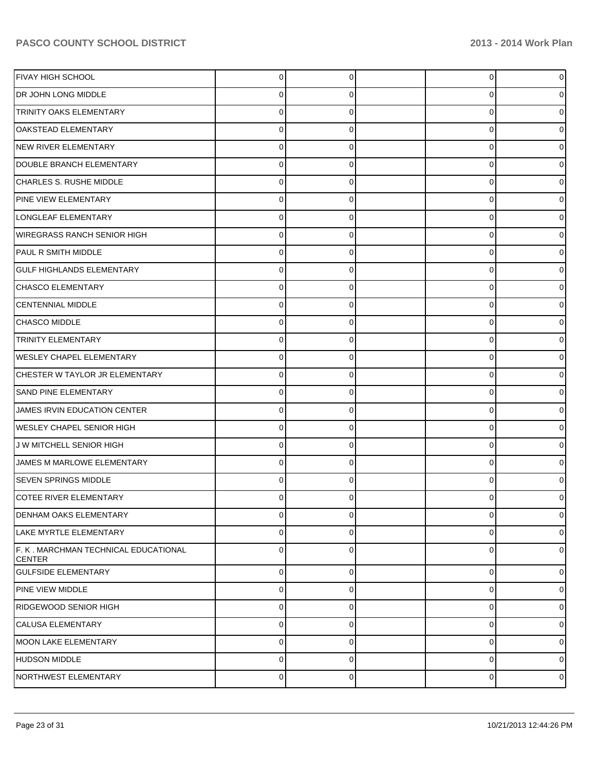| | | | | | |
|---|---|---|---|---|---|
| FIVAY HIGH SCHOOL | 0 | 0 | | 0 | 0 |
| DR JOHN LONG MIDDLE | 0 | 0 | | 0 | 0 |
| TRINITY OAKS ELEMENTARY | 0 | 0 | | 0 | 0 |
| OAKSTEAD ELEMENTARY | 0 | 0 | | 0 | 0 |
| NEW RIVER ELEMENTARY | 0 | 0 | | 0 | 0 |
| DOUBLE BRANCH ELEMENTARY | 0 | 0 | | 0 | 0 |
| CHARLES S. RUSHE MIDDLE | 0 | 0 | | 0 | 0 |
| PINE VIEW ELEMENTARY | 0 | 0 | | 0 | 0 |
| LONGLEAF ELEMENTARY | 0 | 0 | | 0 | 0 |
| WIREGRASS RANCH SENIOR HIGH | 0 | 0 | | 0 | 0 |
| PAUL R SMITH MIDDLE | 0 | 0 | | 0 | 0 |
| GULF HIGHLANDS ELEMENTARY | 0 | 0 | | 0 | 0 |
| CHASCO ELEMENTARY | 0 | 0 | | 0 | 0 |
| CENTENNIAL MIDDLE | 0 | 0 | | 0 | 0 |
| CHASCO MIDDLE | 0 | 0 | | 0 | 0 |
| TRINITY ELEMENTARY | 0 | 0 | | 0 | 0 |
| WESLEY CHAPEL ELEMENTARY | 0 | 0 | | 0 | 0 |
| CHESTER W TAYLOR JR ELEMENTARY | 0 | 0 | | 0 | 0 |
| SAND PINE ELEMENTARY | 0 | 0 | | 0 | 0 |
| JAMES IRVIN EDUCATION CENTER | 0 | 0 | | 0 | 0 |
| WESLEY CHAPEL SENIOR HIGH | 0 | 0 | | 0 | 0 |
| J W MITCHELL SENIOR HIGH | 0 | 0 | | 0 | 0 |
| JAMES M MARLOWE ELEMENTARY | 0 | 0 | | 0 | 0 |
| SEVEN SPRINGS MIDDLE | 0 | 0 | | 0 | 0 |
| COTEE RIVER ELEMENTARY | 0 | 0 | | 0 | 0 |
| DENHAM OAKS ELEMENTARY | 0 | 0 | | 0 | 0 |
| LAKE MYRTLE ELEMENTARY | 0 | 0 | | 0 | 0 |
| F. K . MARCHMAN TECHNICAL EDUCATIONAL CENTER | 0 | 0 | | 0 | 0 |
| GULFSIDE ELEMENTARY | 0 | 0 | | 0 | 0 |
| PINE VIEW MIDDLE | 0 | 0 | | 0 | 0 |
| RIDGEWOOD SENIOR HIGH | 0 | 0 | | 0 | 0 |
| CALUSA ELEMENTARY | 0 | 0 | | 0 | 0 |
| MOON LAKE ELEMENTARY | 0 | 0 | | 0 | 0 |
| HUDSON MIDDLE | 0 | 0 | | 0 | 0 |
| NORTHWEST ELEMENTARY | 0 | 0 | | 0 | 0 |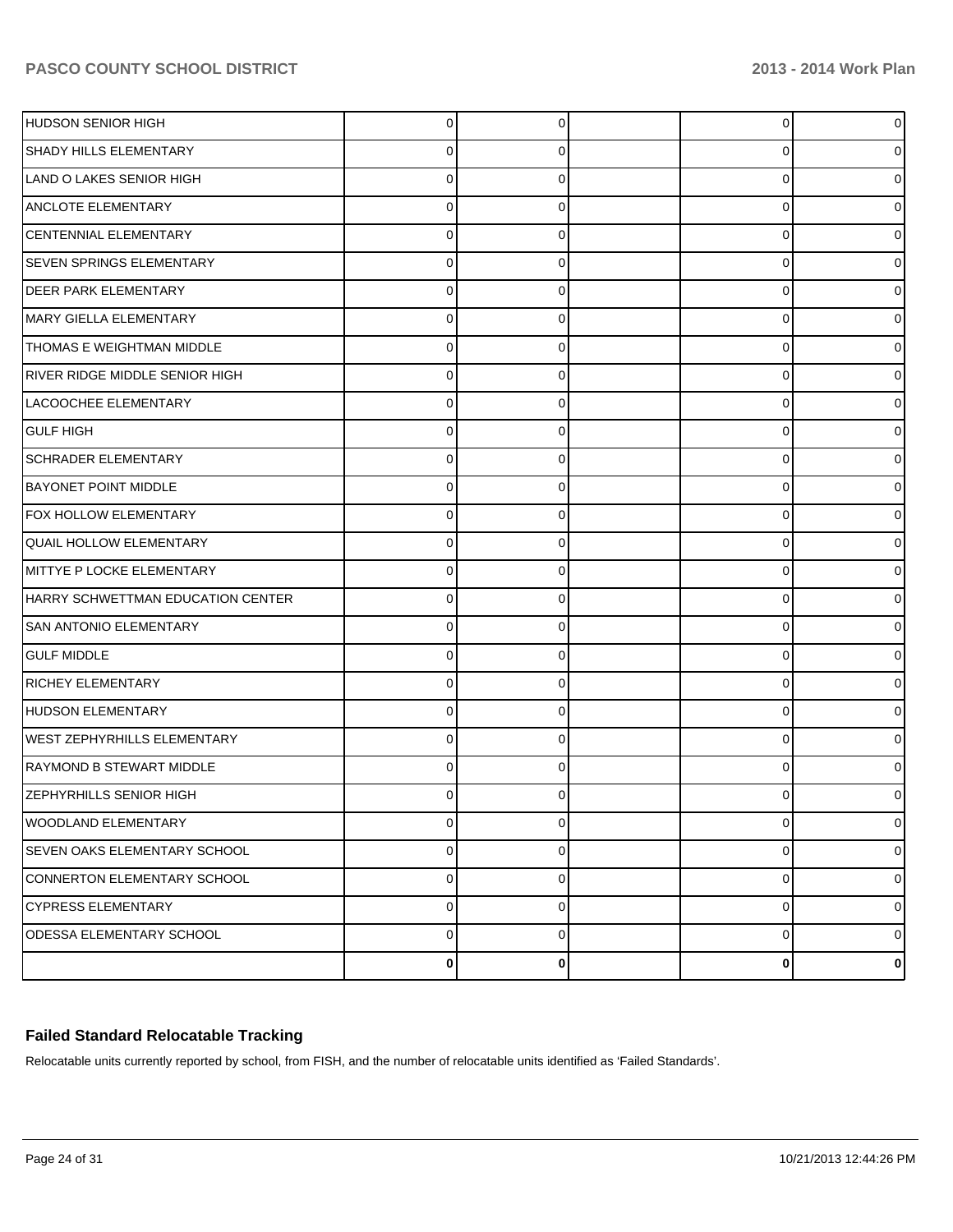| | | | | | |
|---|---|---|---|---|---|
| HUDSON SENIOR HIGH | 0 | 0 | | 0 | 0 |
| SHADY HILLS ELEMENTARY | 0 | 0 | | 0 | 0 |
| LAND O LAKES SENIOR HIGH | 0 | 0 | | 0 | 0 |
| ANCLOTE ELEMENTARY | 0 | 0 | | 0 | 0 |
| CENTENNIAL ELEMENTARY | 0 | 0 | | 0 | 0 |
| SEVEN SPRINGS ELEMENTARY | 0 | 0 | | 0 | 0 |
| DEER PARK ELEMENTARY | 0 | 0 | | 0 | 0 |
| MARY GIELLA ELEMENTARY | 0 | 0 | | 0 | 0 |
| THOMAS E WEIGHTMAN MIDDLE | 0 | 0 | | 0 | 0 |
| RIVER RIDGE MIDDLE SENIOR HIGH | 0 | 0 | | 0 | 0 |
| LACOOCHEE ELEMENTARY | 0 | 0 | | 0 | 0 |
| GULF HIGH | 0 | 0 | | 0 | 0 |
| SCHRADER ELEMENTARY | 0 | 0 | | 0 | 0 |
| BAYONET POINT MIDDLE | 0 | 0 | | 0 | 0 |
| FOX HOLLOW ELEMENTARY | 0 | 0 | | 0 | 0 |
| QUAIL HOLLOW ELEMENTARY | 0 | 0 | | 0 | 0 |
| MITTYE P LOCKE ELEMENTARY | 0 | 0 | | 0 | 0 |
| HARRY SCHWETTMAN EDUCATION CENTER | 0 | 0 | | 0 | 0 |
| SAN ANTONIO ELEMENTARY | 0 | 0 | | 0 | 0 |
| GULF MIDDLE | 0 | 0 | | 0 | 0 |
| RICHEY ELEMENTARY | 0 | 0 | | 0 | 0 |
| HUDSON ELEMENTARY | 0 | 0 | | 0 | 0 |
| WEST ZEPHYRHILLS ELEMENTARY | 0 | 0 | | 0 | 0 |
| RAYMOND B STEWART MIDDLE | 0 | 0 | | 0 | 0 |
| ZEPHYRHILLS SENIOR HIGH | 0 | 0 | | 0 | 0 |
| WOODLAND ELEMENTARY | 0 | 0 | | 0 | 0 |
| SEVEN OAKS ELEMENTARY SCHOOL | 0 | 0 | | 0 | 0 |
| CONNERTON ELEMENTARY SCHOOL | 0 | 0 | | 0 | 0 |
| CYPRESS ELEMENTARY | 0 | 0 | | 0 | 0 |
| ODESSA ELEMENTARY SCHOOL | 0 | 0 | | 0 | 0 |
| | **0** | **0** | | **0** | **0** |

### Failed Standard Relocatable Tracking

Relocatable units currently reported by school, from FISH, and the number of relocatable units identified as 'Failed Standards'.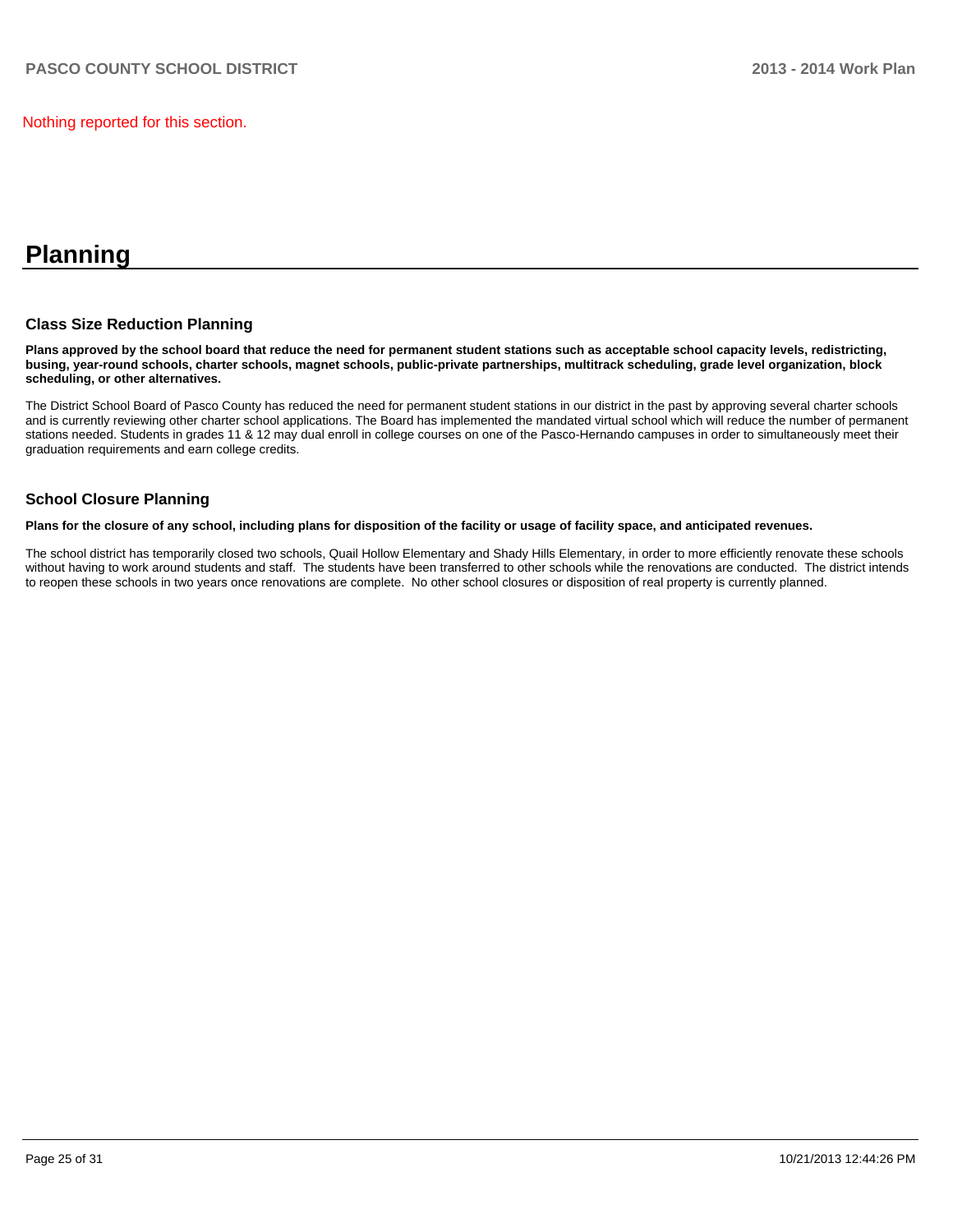Nothing reported for this section.

# Planning

## Class Size Reduction Planning

**Plans approved by the school board that reduce the need for permanent student stations such as acceptable school capacity levels, redistricting, busing, year-round schools, charter schools, magnet schools, public-private partnerships, multitrack scheduling, grade level organization, block scheduling, or other alternatives.**

The District School Board of Pasco County has reduced the need for permanent student stations in our district in the past by approving several charter schools and is currently reviewing other charter school applications. The Board has implemented the mandated virtual school which will reduce the number of permanent stations needed. Students in grades 11 & 12 may dual enroll in college courses on one of the Pasco-Hernando campuses in order to simultaneously meet their graduation requirements and earn college credits.

## School Closure Planning

**Plans for the closure of any school, including plans for disposition of the facility or usage of facility space, and anticipated revenues.**

The school district has temporarily closed two schools, Quail Hollow Elementary and Shady Hills Elementary, in order to more efficiently renovate these schools without having to work around students and staff. The students have been transferred to other schools while the renovations are conducted. The district intends to reopen these schools in two years once renovations are complete. No other school closures or disposition of real property is currently planned.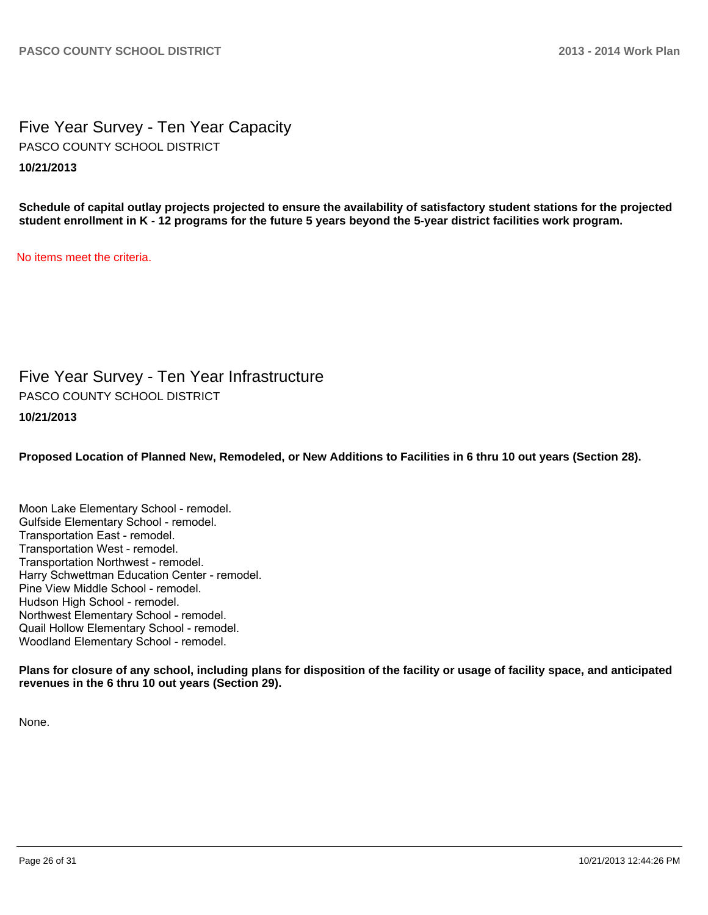# Five Year Survey - Ten Year Capacity

PASCO COUNTY SCHOOL DISTRICT

**10/21/2013**

**Schedule of capital outlay projects projected to ensure the availability of satisfactory student stations for the projected student enrollment in K - 12 programs for the future 5 years beyond the 5-year district facilities work program.**

No items meet the criteria.

# Five Year Survey - Ten Year Infrastructure

PASCO COUNTY SCHOOL DISTRICT

**10/21/2013**

**Proposed Location of Planned New, Remodeled, or New Additions to Facilities in 6 thru 10 out years (Section 28).**

Moon Lake Elementary School - remodel.
Gulfside Elementary School - remodel.
Transportation East - remodel.
Transportation West - remodel.
Transportation Northwest - remodel.
Harry Schwettman Education Center - remodel.
Pine View Middle School - remodel.
Hudson High School - remodel.
Northwest Elementary School - remodel.
Quail Hollow Elementary School - remodel.
Woodland Elementary School - remodel.

**Plans for closure of any school, including plans for disposition of the facility or usage of facility space, and anticipated revenues in the 6 thru 10 out years (Section 29).**

None.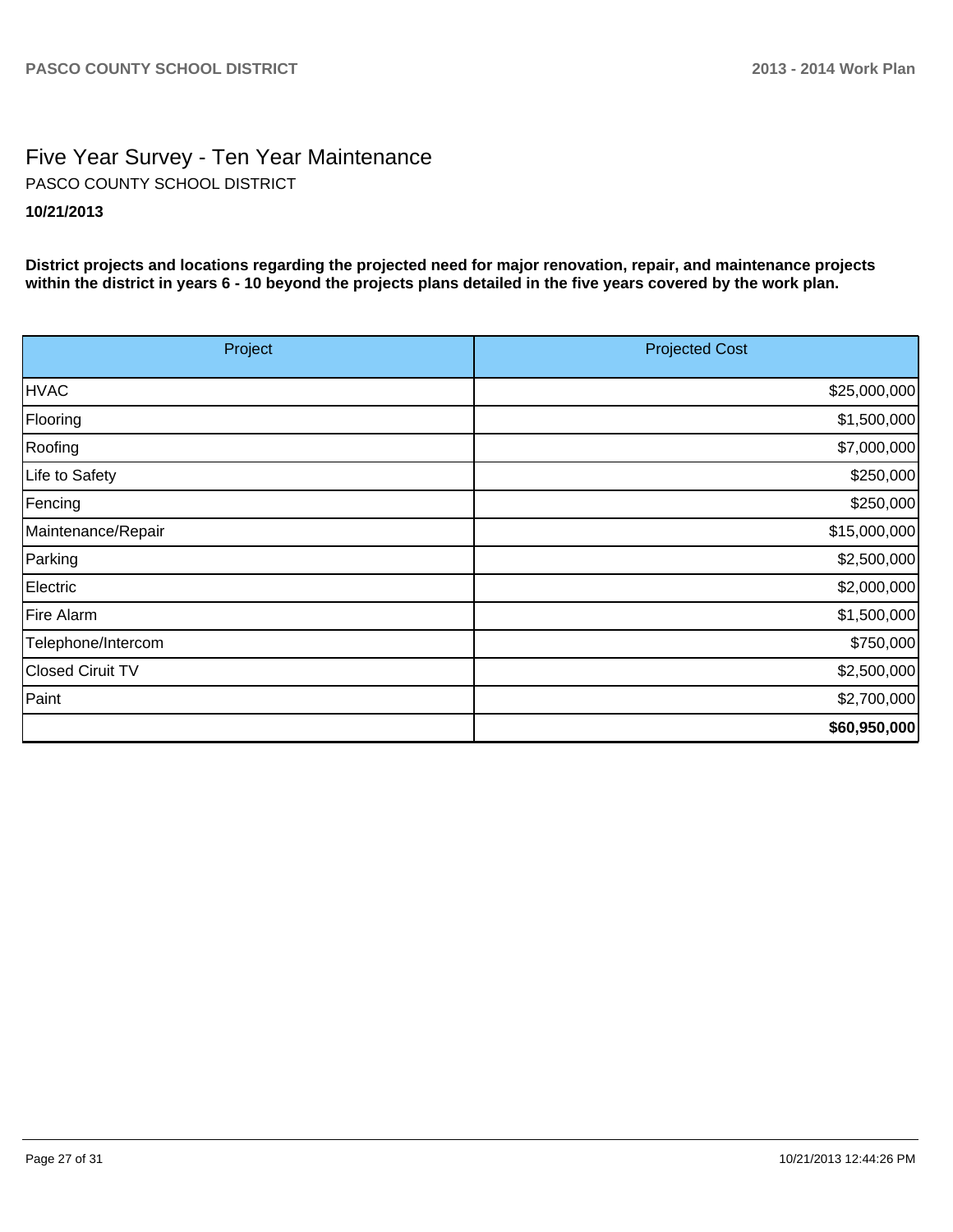# Five Year Survey - Ten Year Maintenance

PASCO COUNTY SCHOOL DISTRICT

**10/21/2013**

**District projects and locations regarding the projected need for major renovation, repair, and maintenance projects within the district in years 6 - 10 beyond the projects plans detailed in the five years covered by the work plan.**

| Project | Projected Cost |
|---|---:|
| HVAC | $25,000,000 |
| Flooring | $1,500,000 |
| Roofing | $7,000,000 |
| Life to Safety | $250,000 |
| Fencing | $250,000 |
| Maintenance/Repair | $15,000,000 |
| Parking | $2,500,000 |
| Electric | $2,000,000 |
| Fire Alarm | $1,500,000 |
| Telephone/Intercom | $750,000 |
| Closed Ciruit TV | $2,500,000 |
| Paint | $2,700,000 |
| | **$60,950,000** |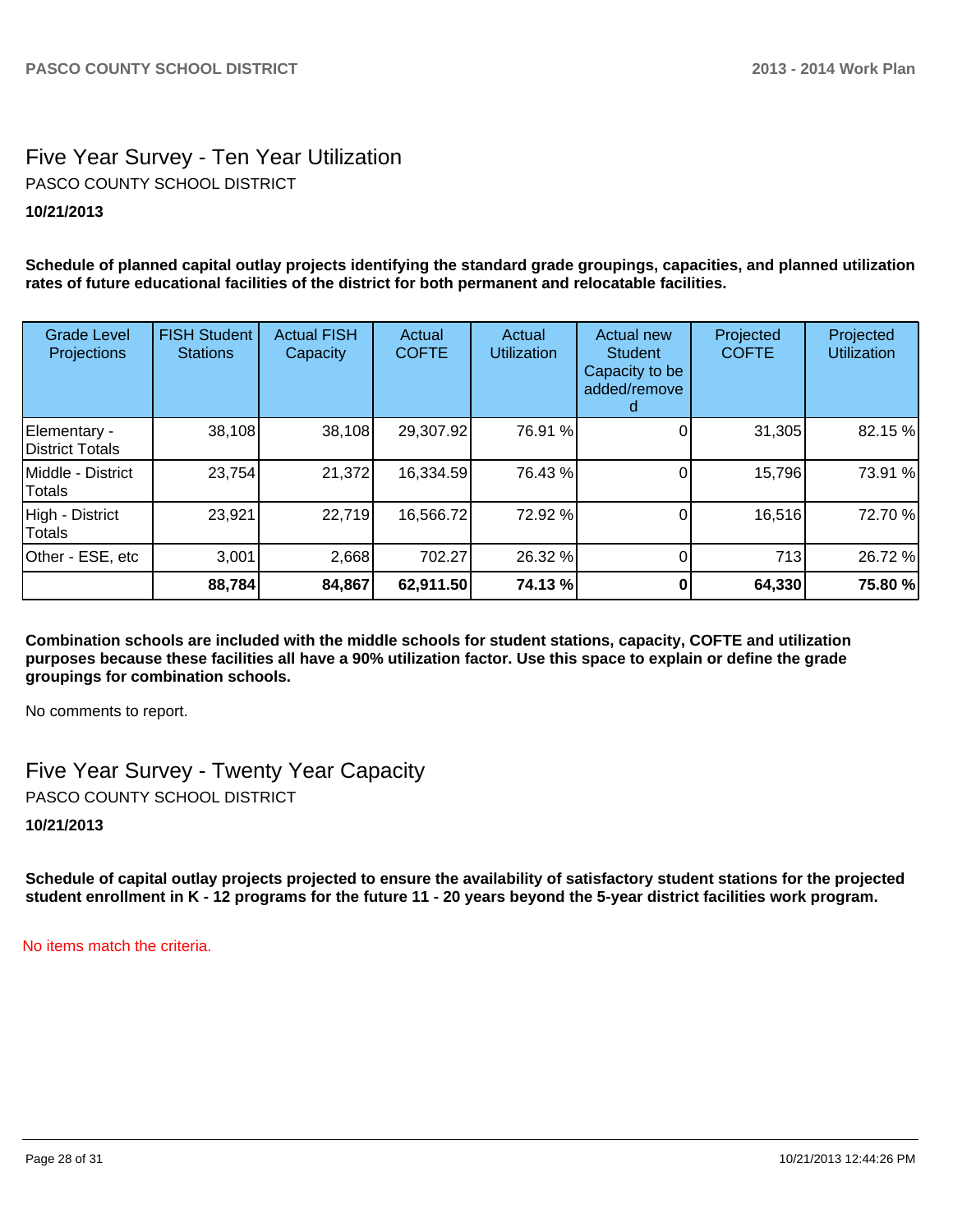## Five Year Survey - Ten Year Utilization

PASCO COUNTY SCHOOL DISTRICT

**10/21/2013**

**Schedule of planned capital outlay projects identifying the standard grade groupings, capacities, and planned utilization rates of future educational facilities of the district for both permanent and relocatable facilities.**

| Grade Level Projections | FISH Student Stations | Actual FISH Capacity | Actual COFTE | Actual Utilization | Actual new Student Capacity to be added/removed | Projected COFTE | Projected Utilization |
|---|---|---|---|---|---|---|---|
| Elementary - District Totals | 38,108 | 38,108 | 29,307.92 | 76.91 % | 0 | 31,305 | 82.15 % |
| Middle - District Totals | 23,754 | 21,372 | 16,334.59 | 76.43 % | 0 | 15,796 | 73.91 % |
| High - District Totals | 23,921 | 22,719 | 16,566.72 | 72.92 % | 0 | 16,516 | 72.70 % |
| Other - ESE, etc | 3,001 | 2,668 | 702.27 | 26.32 % | 0 | 713 | 26.72 % |
| | **88,784** | **84,867** | **62,911.50** | **74.13 %** | **0** | **64,330** | **75.80 %** |

**Combination schools are included with the middle schools for student stations, capacity, COFTE and utilization purposes because these facilities all have a 90% utilization factor. Use this space to explain or define the grade groupings for combination schools.**

No comments to report.

## Five Year Survey - Twenty Year Capacity

PASCO COUNTY SCHOOL DISTRICT

**10/21/2013**

**Schedule of capital outlay projects projected to ensure the availability of satisfactory student stations for the projected student enrollment in K - 12 programs for the future 11 - 20 years beyond the 5-year district facilities work program.**

No items match the criteria.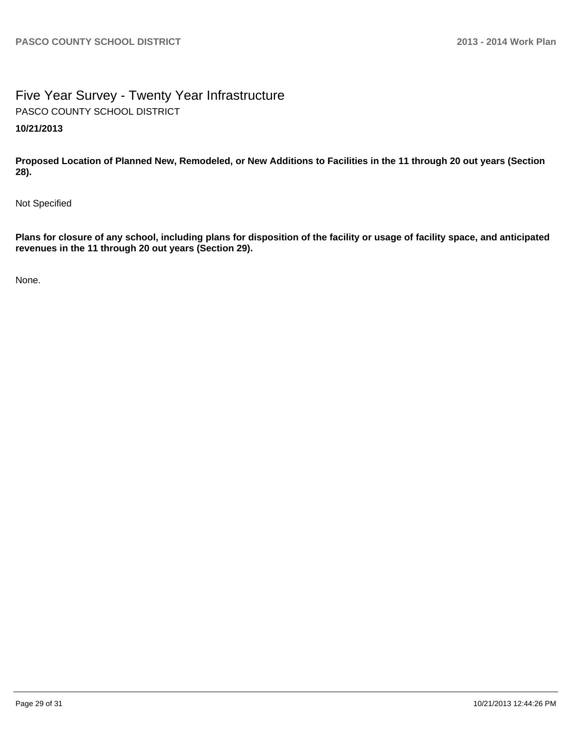# Five Year Survey - Twenty Year Infrastructure

PASCO COUNTY SCHOOL DISTRICT

**10/21/2013**

**Proposed Location of Planned New, Remodeled, or New Additions to Facilities in the 11 through 20 out years (Section 28).**

Not Specified

**Plans for closure of any school, including plans for disposition of the facility or usage of facility space, and anticipated revenues in the 11 through 20 out years (Section 29).**

None.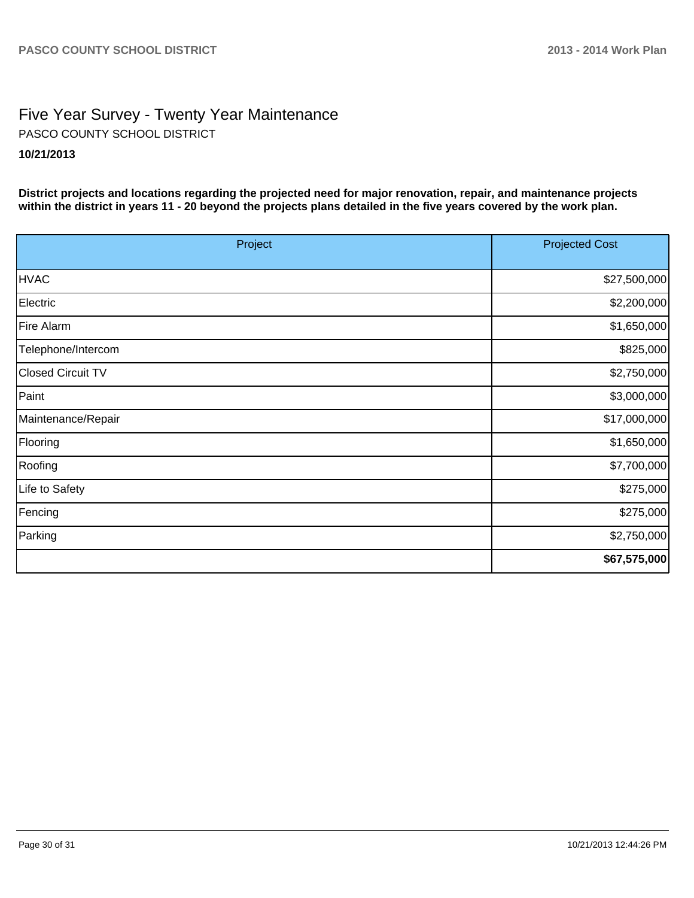# Five Year Survey - Twenty Year Maintenance

PASCO COUNTY SCHOOL DISTRICT

**10/21/2013**

**District projects and locations regarding the projected need for major renovation, repair, and maintenance projects within the district in years 11 - 20 beyond the projects plans detailed in the five years covered by the work plan.**

| Project | Projected Cost |
|---|---|
| HVAC | $27,500,000 |
| Electric | $2,200,000 |
| Fire Alarm | $1,650,000 |
| Telephone/Intercom | $825,000 |
| Closed Circuit TV | $2,750,000 |
| Paint | $3,000,000 |
| Maintenance/Repair | $17,000,000 |
| Flooring | $1,650,000 |
| Roofing | $7,700,000 |
| Life to Safety | $275,000 |
| Fencing | $275,000 |
| Parking | $2,750,000 |
| | **$67,575,000** |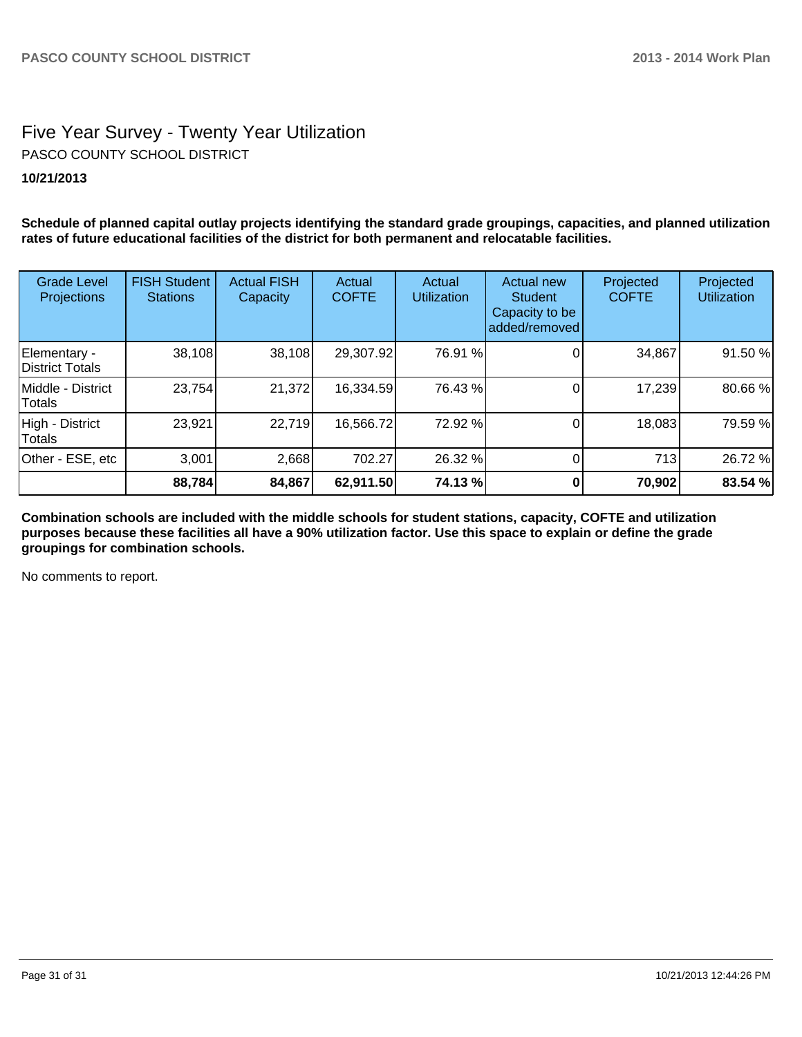# Five Year Survey - Twenty Year Utilization

PASCO COUNTY SCHOOL DISTRICT

**10/21/2013**

**Schedule of planned capital outlay projects identifying the standard grade groupings, capacities, and planned utilization rates of future educational facilities of the district for both permanent and relocatable facilities.**

| Grade Level Projections | FISH Student Stations | Actual FISH Capacity | Actual COFTE | Actual Utilization | Actual new Student Capacity to be added/removed | Projected COFTE | Projected Utilization |
|---|---|---|---|---|---|---|---|
| Elementary - District Totals | 38,108 | 38,108 | 29,307.92 | 76.91 % | 0 | 34,867 | 91.50 % |
| Middle - District Totals | 23,754 | 21,372 | 16,334.59 | 76.43 % | 0 | 17,239 | 80.66 % |
| High - District Totals | 23,921 | 22,719 | 16,566.72 | 72.92 % | 0 | 18,083 | 79.59 % |
| Other - ESE, etc | 3,001 | 2,668 | 702.27 | 26.32 % | 0 | 713 | 26.72 % |
| | **88,784** | **84,867** | **62,911.50** | **74.13 %** | **0** | **70,902** | **83.54 %** |

**Combination schools are included with the middle schools for student stations, capacity, COFTE and utilization purposes because these facilities all have a 90% utilization factor. Use this space to explain or define the grade groupings for combination schools.**

No comments to report.